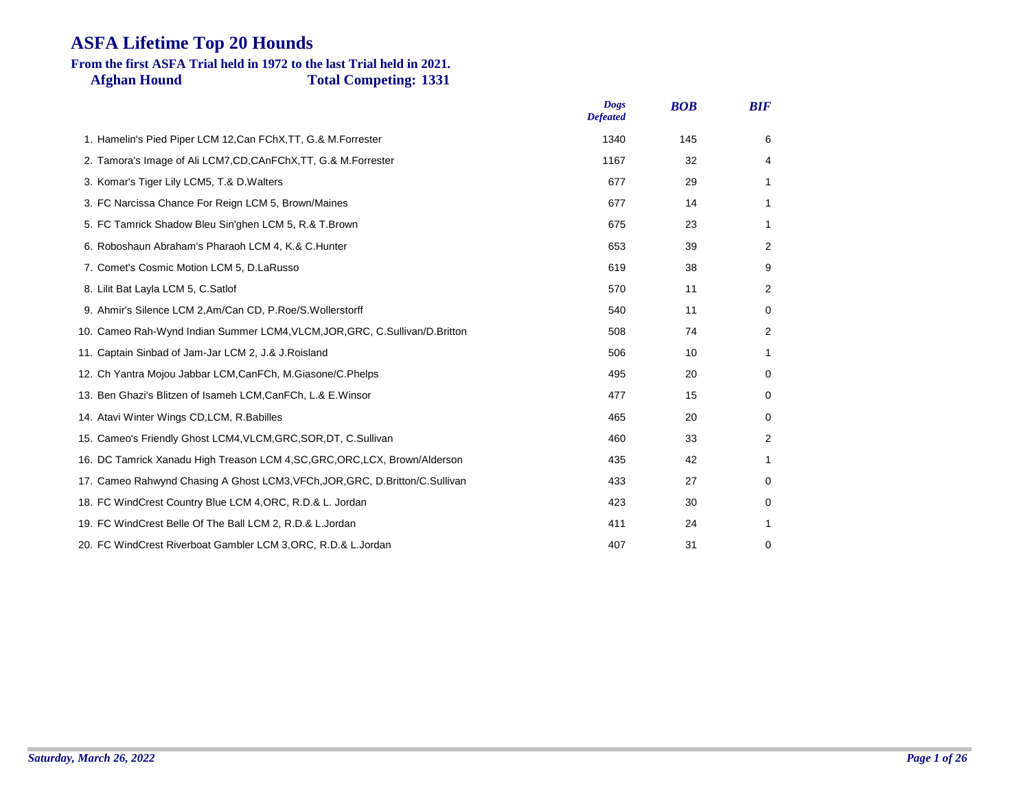# ASFA Lifetime Top 20 Hounds

**From the first ASFA Trial held in 1972 to the last Trial held in 2021.**

**Afghan Hound** **Total Competing: 1331**

| | Dogs Defeated | BOB | BIF |
|---|---|---|---|
| 1. Hamelin's Pied Piper LCM 12,Can FChX,TT, G.& M.Forrester | 1340 | 145 | 6 |
| 2. Tamora's Image of Ali LCM7,CD,CAnFChX,TT, G.& M.Forrester | 1167 | 32 | 4 |
| 3. Komar's Tiger Lily LCM5, T.& D.Walters | 677 | 29 | 1 |
| 3. FC Narcissa Chance For Reign LCM 5, Brown/Maines | 677 | 14 | 1 |
| 5. FC Tamrick Shadow Bleu Sin'ghen LCM 5, R.& T.Brown | 675 | 23 | 1 |
| 6. Roboshaun Abraham's Pharaoh LCM 4, K.& C.Hunter | 653 | 39 | 2 |
| 7. Comet's Cosmic Motion LCM 5, D.LaRusso | 619 | 38 | 9 |
| 8. Lilit Bat Layla LCM 5, C.Satlof | 570 | 11 | 2 |
| 9. Ahmir's Silence LCM 2,Am/Can CD, P.Roe/S.Wollerstorff | 540 | 11 | 0 |
| 10. Cameo Rah-Wynd Indian Summer LCM4,VLCM,JOR,GRC, C.Sullivan/D.Britton | 508 | 74 | 2 |
| 11. Captain Sinbad of Jam-Jar LCM 2, J.& J.Roisland | 506 | 10 | 1 |
| 12. Ch Yantra Mojou Jabbar LCM,CanFCh, M.Giasone/C.Phelps | 495 | 20 | 0 |
| 13. Ben Ghazi's Blitzen of Isameh LCM,CanFCh, L.& E.Winsor | 477 | 15 | 0 |
| 14. Atavi Winter Wings CD,LCM, R.Babilles | 465 | 20 | 0 |
| 15. Cameo's Friendly Ghost LCM4,VLCM,GRC,SOR,DT, C.Sullivan | 460 | 33 | 2 |
| 16. DC Tamrick Xanadu High Treason LCM 4,SC,GRC,ORC,LCX, Brown/Alderson | 435 | 42 | 1 |
| 17. Cameo Rahwynd Chasing A Ghost LCM3,VFCh,JOR,GRC, D.Britton/C.Sullivan | 433 | 27 | 0 |
| 18. FC WindCrest Country Blue LCM 4,ORC, R.D.& L. Jordan | 423 | 30 | 0 |
| 19. FC WindCrest Belle Of The Ball LCM 2, R.D.& L.Jordan | 411 | 24 | 1 |
| 20. FC WindCrest Riverboat Gambler LCM 3,ORC, R.D.& L.Jordan | 407 | 31 | 0 |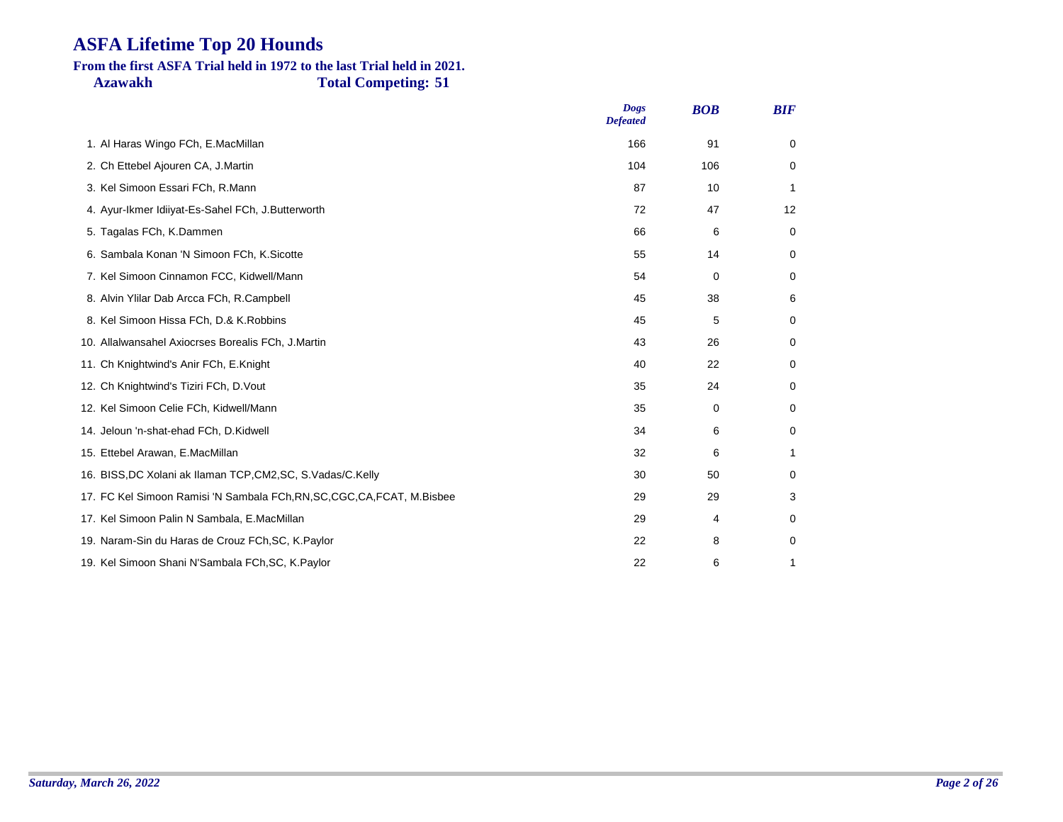# ASFA Lifetime Top 20 Hounds

**From the first ASFA Trial held in 1972 to the last Trial held in 2021.**

**Azawakh** **Total Competing: 51**

| | *Dogs Defeated* | *BOB* | *BIF* |
|---|---|---|---|
| 1. Al Haras Wingo FCh, E.MacMillan | 166 | 91 | 0 |
| 2. Ch Ettebel Ajouren CA, J.Martin | 104 | 106 | 0 |
| 3. Kel Simoon Essari FCh, R.Mann | 87 | 10 | 1 |
| 4. Ayur-Ikmer Idiiyat-Es-Sahel FCh, J.Butterworth | 72 | 47 | 12 |
| 5. Tagalas FCh, K.Dammen | 66 | 6 | 0 |
| 6. Sambala Konan 'N Simoon FCh, K.Sicotte | 55 | 14 | 0 |
| 7. Kel Simoon Cinnamon FCC, Kidwell/Mann | 54 | 0 | 0 |
| 8. Alvin Ylilar Dab Arcca FCh, R.Campbell | 45 | 38 | 6 |
| 8. Kel Simoon Hissa FCh, D.& K.Robbins | 45 | 5 | 0 |
| 10. Allalwansahel Axiocrses Borealis FCh, J.Martin | 43 | 26 | 0 |
| 11. Ch Knightwind's Anir FCh, E.Knight | 40 | 22 | 0 |
| 12. Ch Knightwind's Tiziri FCh, D.Vout | 35 | 24 | 0 |
| 12. Kel Simoon Celie FCh, Kidwell/Mann | 35 | 0 | 0 |
| 14. Jeloun 'n-shat-ehad FCh, D.Kidwell | 34 | 6 | 0 |
| 15. Ettebel Arawan, E.MacMillan | 32 | 6 | 1 |
| 16. BISS,DC Xolani ak Ilaman TCP,CM2,SC, S.Vadas/C.Kelly | 30 | 50 | 0 |
| 17. FC Kel Simoon Ramisi 'N Sambala FCh,RN,SC,CGC,CA,FCAT, M.Bisbee | 29 | 29 | 3 |
| 17. Kel Simoon Palin N Sambala, E.MacMillan | 29 | 4 | 0 |
| 19. Naram-Sin du Haras de Crouz FCh,SC, K.Paylor | 22 | 8 | 0 |
| 19. Kel Simoon Shani N'Sambala FCh,SC, K.Paylor | 22 | 6 | 1 |

*Saturday, March 26, 2022*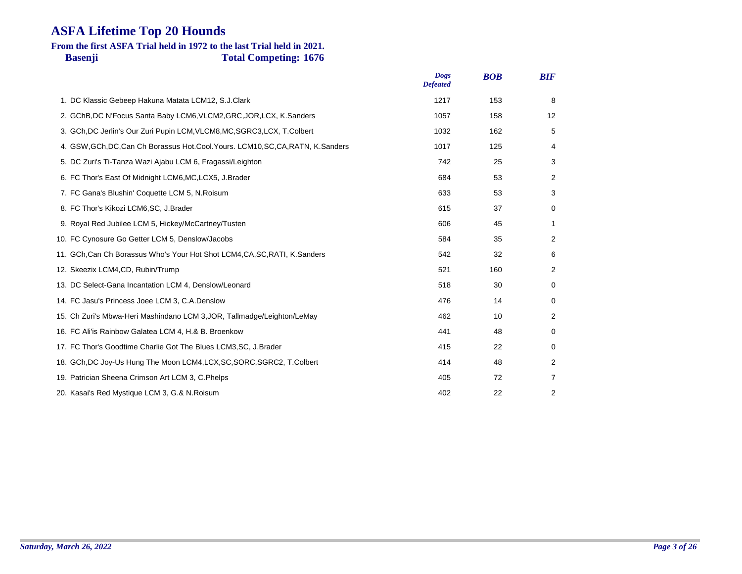# ASFA Lifetime Top 20 Hounds

**From the first ASFA Trial held in 1972 to the last Trial held in 2021.**

**Basenji** **Total Competing: 1676**

| | Dogs Defeated | BOB | BIF |
|---|---|---|---|
| 1. DC Klassic Gebeep Hakuna Matata LCM12, S.J.Clark | 1217 | 153 | 8 |
| 2. GChB,DC N'Focus Santa Baby LCM6,VLCM2,GRC,JOR,LCX, K.Sanders | 1057 | 158 | 12 |
| 3. GCh,DC Jerlin's Our Zuri Pupin LCM,VLCM8,MC,SGRC3,LCX, T.Colbert | 1032 | 162 | 5 |
| 4. GSW,GCh,DC,Can Ch Borassus Hot.Cool.Yours. LCM10,SC,CA,RATN, K.Sanders | 1017 | 125 | 4 |
| 5. DC Zuri's Ti-Tanza Wazi Ajabu LCM 6, Fragassi/Leighton | 742 | 25 | 3 |
| 6. FC Thor's East Of Midnight LCM6,MC,LCX5, J.Brader | 684 | 53 | 2 |
| 7. FC Gana's Blushin' Coquette LCM 5, N.Roisum | 633 | 53 | 3 |
| 8. FC Thor's Kikozi LCM6,SC, J.Brader | 615 | 37 | 0 |
| 9. Royal Red Jubilee LCM 5, Hickey/McCartney/Tusten | 606 | 45 | 1 |
| 10. FC Cynosure Go Getter LCM 5, Denslow/Jacobs | 584 | 35 | 2 |
| 11. GCh,Can Ch Borassus Who's Your Hot Shot LCM4,CA,SC,RATI, K.Sanders | 542 | 32 | 6 |
| 12. Skeezix LCM4,CD, Rubin/Trump | 521 | 160 | 2 |
| 13. DC Select-Gana Incantation LCM 4, Denslow/Leonard | 518 | 30 | 0 |
| 14. FC Jasu's Princess Joee LCM 3, C.A.Denslow | 476 | 14 | 0 |
| 15. Ch Zuri's Mbwa-Heri Mashindano LCM 3,JOR, Tallmadge/Leighton/LeMay | 462 | 10 | 2 |
| 16. FC Ali'is Rainbow Galatea LCM 4, H.& B. Broenkow | 441 | 48 | 0 |
| 17. FC Thor's Goodtime Charlie Got The Blues LCM3,SC, J.Brader | 415 | 22 | 0 |
| 18. GCh,DC Joy-Us Hung The Moon LCM4,LCX,SC,SORC,SGRC2, T.Colbert | 414 | 48 | 2 |
| 19. Patrician Sheena Crimson Art LCM 3, C.Phelps | 405 | 72 | 7 |
| 20. Kasai's Red Mystique LCM 3, G.& N.Roisum | 402 | 22 | 2 |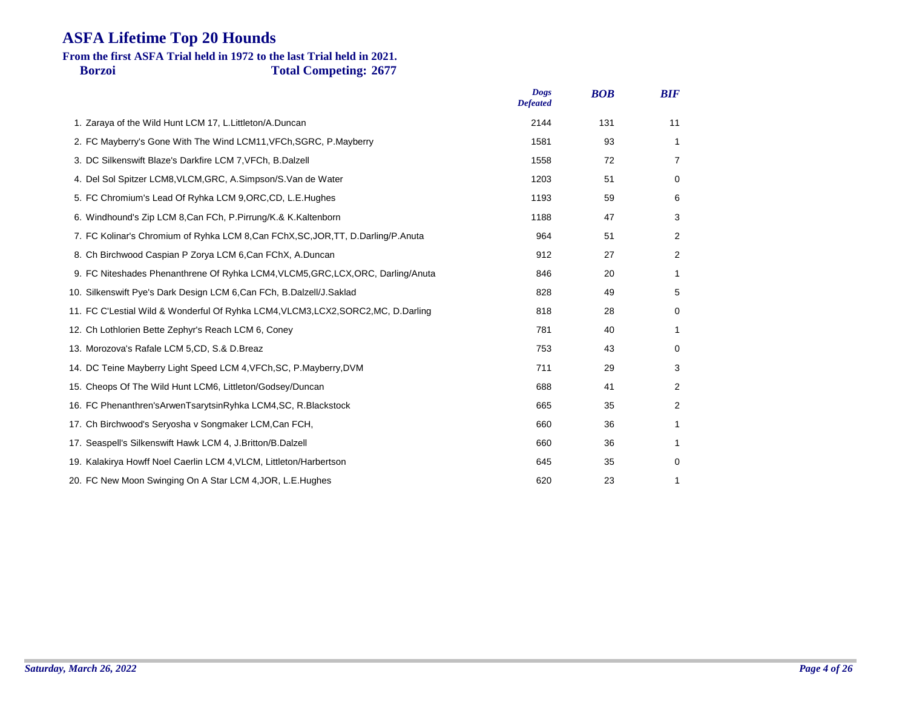# ASFA Lifetime Top 20 Hounds

**From the first ASFA Trial held in 1972 to the last Trial held in 2021.**

**Borzoi** **Total Competing: 2677**

| | *Dogs Defeated* | *BOB* | *BIF* |
|---|---|---|---|
| 1. Zaraya of the Wild Hunt LCM 17, L.Littleton/A.Duncan | 2144 | 131 | 11 |
| 2. FC Mayberry's Gone With The Wind LCM11,VFCh,SGRC, P.Mayberry | 1581 | 93 | 1 |
| 3. DC Silkenswift Blaze's Darkfire LCM 7,VFCh, B.Dalzell | 1558 | 72 | 7 |
| 4. Del Sol Spitzer LCM8,VLCM,GRC, A.Simpson/S.Van de Water | 1203 | 51 | 0 |
| 5. FC Chromium's Lead Of Ryhka LCM 9,ORC,CD, L.E.Hughes | 1193 | 59 | 6 |
| 6. Windhound's Zip LCM 8,Can FCh, P.Pirrung/K.& K.Kaltenborn | 1188 | 47 | 3 |
| 7. FC Kolinar's Chromium of Ryhka LCM 8,Can FChX,SC,JOR,TT, D.Darling/P.Anuta | 964 | 51 | 2 |
| 8. Ch Birchwood Caspian P Zorya LCM 6,Can FChX, A.Duncan | 912 | 27 | 2 |
| 9. FC Niteshades Phenanthrene Of Ryhka LCM4,VLCM5,GRC,LCX,ORC, Darling/Anuta | 846 | 20 | 1 |
| 10. Silkenswift Pye's Dark Design LCM 6,Can FCh, B.Dalzell/J.Saklad | 828 | 49 | 5 |
| 11. FC C'Lestial Wild & Wonderful Of Ryhka LCM4,VLCM3,LCX2,SORC2,MC, D.Darling | 818 | 28 | 0 |
| 12. Ch Lothlorien Bette Zephyr's Reach LCM 6, Coney | 781 | 40 | 1 |
| 13. Morozova's Rafale LCM 5,CD, S.& D.Breaz | 753 | 43 | 0 |
| 14. DC Teine Mayberry Light Speed LCM 4,VFCh,SC, P.Mayberry,DVM | 711 | 29 | 3 |
| 15. Cheops Of The Wild Hunt LCM6, Littleton/Godsey/Duncan | 688 | 41 | 2 |
| 16. FC Phenanthren'sArwenTsarytsinRyhka LCM4,SC, R.Blackstock | 665 | 35 | 2 |
| 17. Ch Birchwood's Seryosha v Songmaker LCM,Can FCH, | 660 | 36 | 1 |
| 17. Seaspell's Silkenswift Hawk LCM 4, J.Britton/B.Dalzell | 660 | 36 | 1 |
| 19. Kalakirya Howff Noel Caerlin LCM 4,VLCM, Littleton/Harbertson | 645 | 35 | 0 |
| 20. FC New Moon Swinging On A Star LCM 4,JOR, L.E.Hughes | 620 | 23 | 1 |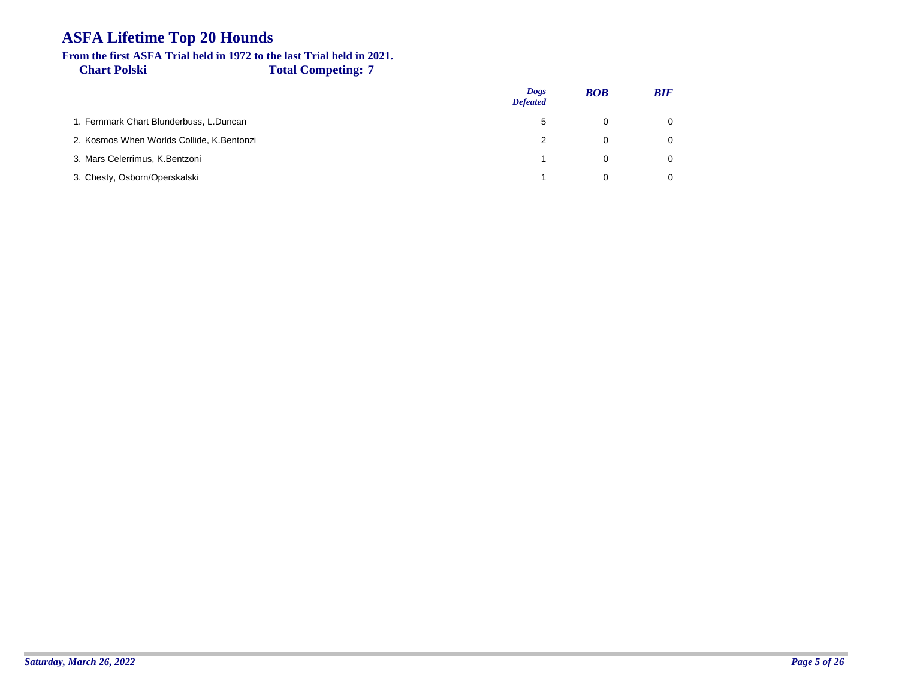# ASFA Lifetime Top 20 Hounds

**From the first ASFA Trial held in 1972 to the last Trial held in 2021.**

**Chart Polski** **Total Competing: 7**

| | *Dogs Defeated* | *BOB* | *BIF* |
|---|---|---|---|
| 1. Fernmark Chart Blunderbuss, L.Duncan | 5 | 0 | 0 |
| 2. Kosmos When Worlds Collide, K.Bentonzi | 2 | 0 | 0 |
| 3. Mars Celerrimus, K.Bentzoni | 1 | 0 | 0 |
| 3. Chesty, Osborn/Operskalski | 1 | 0 | 0 |

*Saturday, March 26, 2022*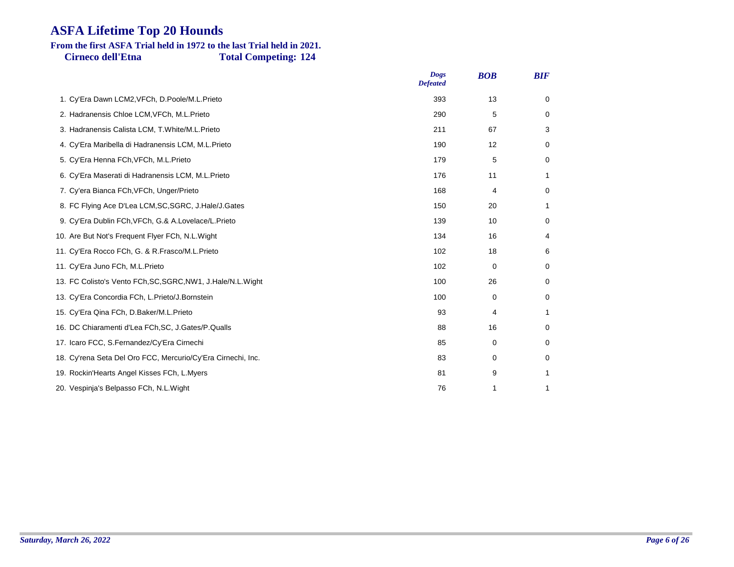# ASFA Lifetime Top 20 Hounds

**From the first ASFA Trial held in 1972 to the last Trial held in 2021.**

**Cirneco dell'Etna** **Total Competing: 124**

| | Dogs Defeated | BOB | BIF |
|---|---|---|---|
| 1. Cy'Era Dawn LCM2,VFCh, D.Poole/M.L.Prieto | 393 | 13 | 0 |
| 2. Hadranensis Chloe LCM,VFCh, M.L.Prieto | 290 | 5 | 0 |
| 3. Hadranensis Calista LCM, T.White/M.L.Prieto | 211 | 67 | 3 |
| 4. Cy'Era Maribella di Hadranensis LCM, M.L.Prieto | 190 | 12 | 0 |
| 5. Cy'Era Henna FCh,VFCh, M.L.Prieto | 179 | 5 | 0 |
| 6. Cy'Era Maserati di Hadranensis LCM, M.L.Prieto | 176 | 11 | 1 |
| 7. Cy'era Bianca FCh,VFCh, Unger/Prieto | 168 | 4 | 0 |
| 8. FC Flying Ace D'Lea LCM,SC,SGRC, J.Hale/J.Gates | 150 | 20 | 1 |
| 9. Cy'Era Dublin FCh,VFCh, G.& A.Lovelace/L.Prieto | 139 | 10 | 0 |
| 10. Are But Not's Frequent Flyer FCh, N.L.Wight | 134 | 16 | 4 |
| 11. Cy'Era Rocco FCh, G. & R.Frasco/M.L.Prieto | 102 | 18 | 6 |
| 11. Cy'Era Juno FCh, M.L.Prieto | 102 | 0 | 0 |
| 13. FC Colisto's Vento FCh,SC,SGRC,NW1, J.Hale/N.L.Wight | 100 | 26 | 0 |
| 13. Cy'Era Concordia FCh, L.Prieto/J.Bornstein | 100 | 0 | 0 |
| 15. Cy'Era Qina FCh, D.Baker/M.L.Prieto | 93 | 4 | 1 |
| 16. DC Chiaramenti d'Lea FCh,SC, J.Gates/P.Qualls | 88 | 16 | 0 |
| 17. Icaro FCC, S.Fernandez/Cy'Era Cirnechi | 85 | 0 | 0 |
| 18. Cy'rena Seta Del Oro FCC, Mercurio/Cy'Era Cirnechi, Inc. | 83 | 0 | 0 |
| 19. Rockin'Hearts Angel Kisses FCh, L.Myers | 81 | 9 | 1 |
| 20. Vespinja's Belpasso FCh, N.L.Wight | 76 | 1 | 1 |

*Saturday, March 26, 2022*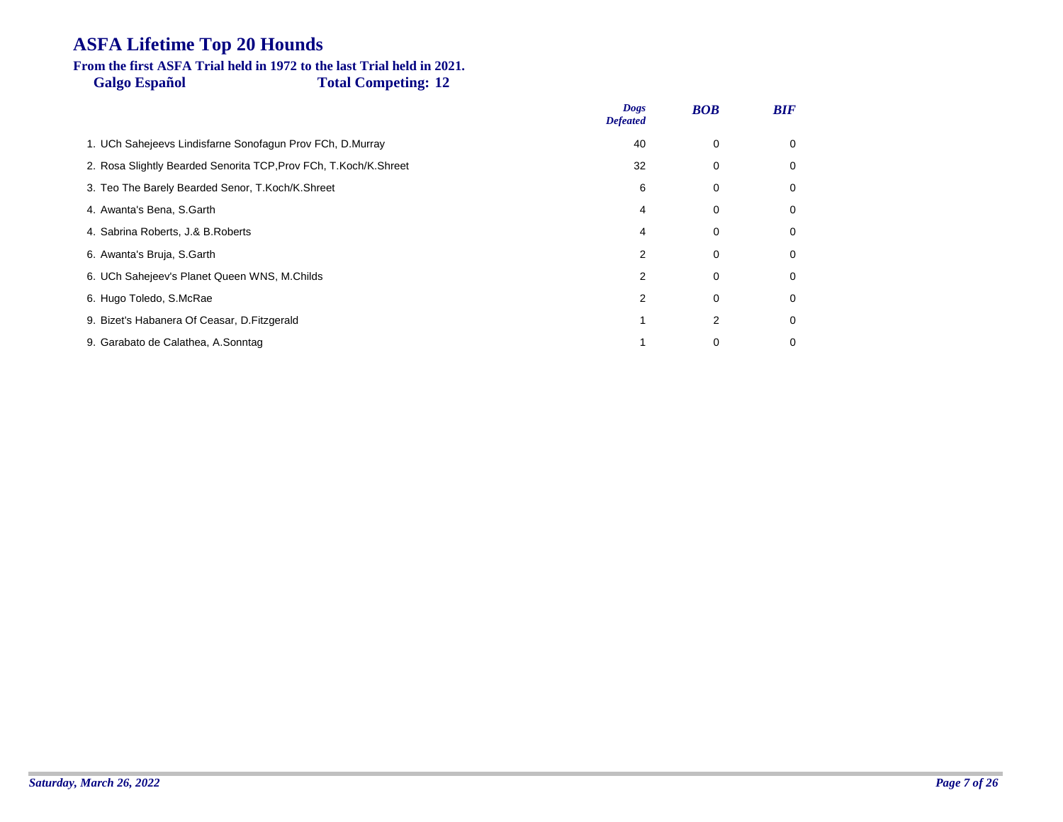# ASFA Lifetime Top 20 Hounds

**From the first ASFA Trial held in 1972 to the last Trial held in 2021.**

**Galgo Español** **Total Competing: 12**

| | *Dogs Defeated* | *BOB* | *BIF* |
|---|---|---|---|
| 1. UCh Sahejeevs Lindisfarne Sonofagun Prov FCh, D.Murray | 40 | 0 | 0 |
| 2. Rosa Slightly Bearded Senorita TCP,Prov FCh, T.Koch/K.Shreet | 32 | 0 | 0 |
| 3. Teo The Barely Bearded Senor, T.Koch/K.Shreet | 6 | 0 | 0 |
| 4. Awanta's Bena, S.Garth | 4 | 0 | 0 |
| 4. Sabrina Roberts, J.& B.Roberts | 4 | 0 | 0 |
| 6. Awanta's Bruja, S.Garth | 2 | 0 | 0 |
| 6. UCh Sahejeev's Planet Queen WNS, M.Childs | 2 | 0 | 0 |
| 6. Hugo Toledo, S.McRae | 2 | 0 | 0 |
| 9. Bizet's Habanera Of Ceasar, D.Fitzgerald | 1 | 2 | 0 |
| 9. Garabato de Calathea, A.Sonntag | 1 | 0 | 0 |

*Saturday, March 26, 2022*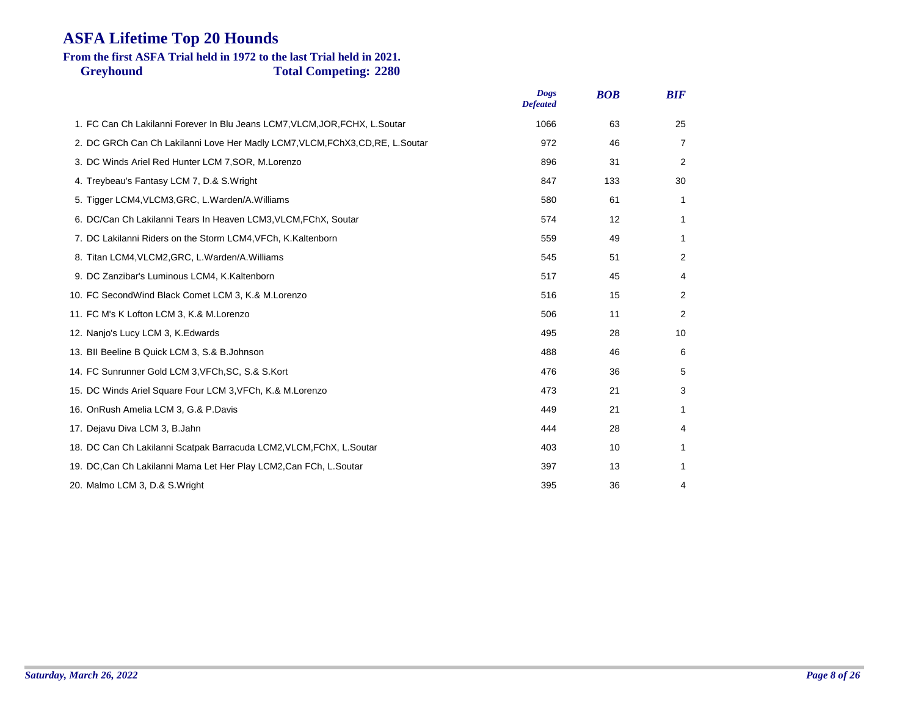# ASFA Lifetime Top 20 Hounds

**From the first ASFA Trial held in 1972 to the last Trial held in 2021.**

**Greyhound** **Total Competing: 2280**

| | Dogs Defeated | BOB | BIF |
|---|---|---|---|
| 1. FC Can Ch Lakilanni Forever In Blu Jeans LCM7,VLCM,JOR,FCHX, L.Soutar | 1066 | 63 | 25 |
| 2. DC GRCh Can Ch Lakilanni Love Her Madly LCM7,VLCM,FChX3,CD,RE, L.Soutar | 972 | 46 | 7 |
| 3. DC Winds Ariel Red Hunter LCM 7,SOR, M.Lorenzo | 896 | 31 | 2 |
| 4. Treybeau's Fantasy LCM 7, D.& S.Wright | 847 | 133 | 30 |
| 5. Tigger LCM4,VLCM3,GRC, L.Warden/A.Williams | 580 | 61 | 1 |
| 6. DC/Can Ch Lakilanni Tears In Heaven LCM3,VLCM,FChX, Soutar | 574 | 12 | 1 |
| 7. DC Lakilanni Riders on the Storm LCM4,VFCh, K.Kaltenborn | 559 | 49 | 1 |
| 8. Titan LCM4,VLCM2,GRC, L.Warden/A.Williams | 545 | 51 | 2 |
| 9. DC Zanzibar's Luminous LCM4, K.Kaltenborn | 517 | 45 | 4 |
| 10. FC SecondWind Black Comet LCM 3, K.& M.Lorenzo | 516 | 15 | 2 |
| 11. FC M's K Lofton LCM 3, K.& M.Lorenzo | 506 | 11 | 2 |
| 12. Nanjo's Lucy LCM 3, K.Edwards | 495 | 28 | 10 |
| 13. BII Beeline B Quick LCM 3, S.& B.Johnson | 488 | 46 | 6 |
| 14. FC Sunrunner Gold LCM 3,VFCh,SC, S.& S.Kort | 476 | 36 | 5 |
| 15. DC Winds Ariel Square Four LCM 3,VFCh, K.& M.Lorenzo | 473 | 21 | 3 |
| 16. OnRush Amelia LCM 3, G.& P.Davis | 449 | 21 | 1 |
| 17. Dejavu Diva LCM 3, B.Jahn | 444 | 28 | 4 |
| 18. DC Can Ch Lakilanni Scatpak Barracuda LCM2,VLCM,FChX, L.Soutar | 403 | 10 | 1 |
| 19. DC,Can Ch Lakilanni Mama Let Her Play LCM2,Can FCh, L.Soutar | 397 | 13 | 1 |
| 20. Malmo LCM 3, D.& S.Wright | 395 | 36 | 4 |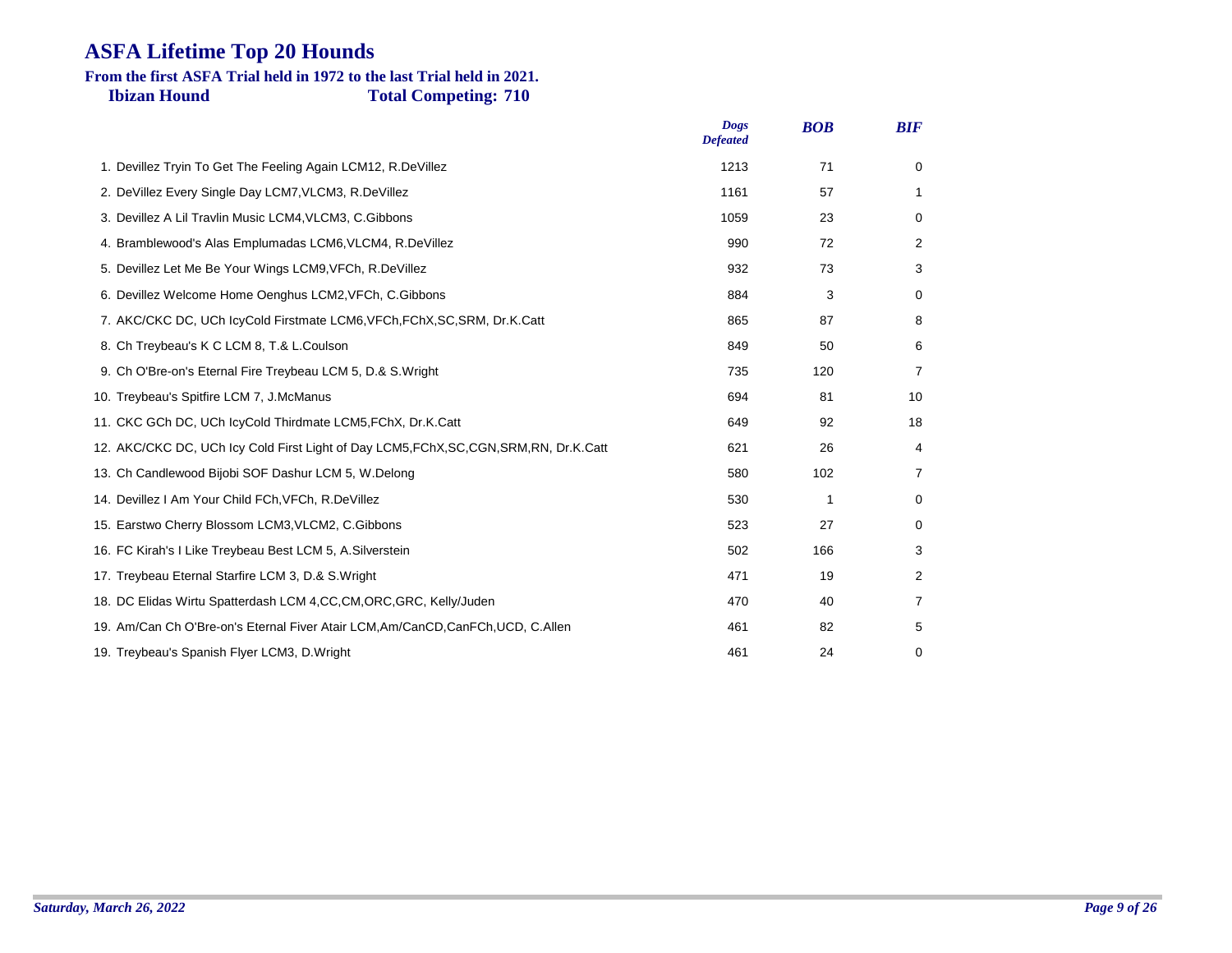# ASFA Lifetime Top 20 Hounds

**From the first ASFA Trial held in 1972 to the last Trial held in 2021.**

**Ibizan Hound** **Total Competing: 710**

| | *Dogs Defeated* | *BOB* | *BIF* |
|---|---|---|---|
| 1. Devillez Tryin To Get The Feeling Again LCM12, R.DeVillez | 1213 | 71 | 0 |
| 2. DeVillez Every Single Day LCM7,VLCM3, R.DeVillez | 1161 | 57 | 1 |
| 3. Devillez A Lil Travlin Music LCM4,VLCM3, C.Gibbons | 1059 | 23 | 0 |
| 4. Bramblewood's Alas Emplumadas LCM6,VLCM4, R.DeVillez | 990 | 72 | 2 |
| 5. Devillez Let Me Be Your Wings LCM9,VFCh, R.DeVillez | 932 | 73 | 3 |
| 6. Devillez Welcome Home Oenghus LCM2,VFCh, C.Gibbons | 884 | 3 | 0 |
| 7. AKC/CKC DC, UCh IcyCold Firstmate LCM6,VFCh,FChX,SC,SRM, Dr.K.Catt | 865 | 87 | 8 |
| 8. Ch Treybeau's K C LCM 8, T.& L.Coulson | 849 | 50 | 6 |
| 9. Ch O'Bre-on's Eternal Fire Treybeau LCM 5, D.& S.Wright | 735 | 120 | 7 |
| 10. Treybeau's Spitfire LCM 7, J.McManus | 694 | 81 | 10 |
| 11. CKC GCh DC, UCh IcyCold Thirdmate LCM5,FChX, Dr.K.Catt | 649 | 92 | 18 |
| 12. AKC/CKC DC, UCh Icy Cold First Light of Day LCM5,FChX,SC,CGN,SRM,RN, Dr.K.Catt | 621 | 26 | 4 |
| 13. Ch Candlewood Bijobi SOF Dashur LCM 5, W.Delong | 580 | 102 | 7 |
| 14. Devillez I Am Your Child FCh,VFCh, R.DeVillez | 530 | 1 | 0 |
| 15. Earstwo Cherry Blossom LCM3,VLCM2, C.Gibbons | 523 | 27 | 0 |
| 16. FC Kirah's I Like Treybeau Best LCM 5, A.Silverstein | 502 | 166 | 3 |
| 17. Treybeau Eternal Starfire LCM 3, D.& S.Wright | 471 | 19 | 2 |
| 18. DC Elidas Wirtu Spatterdash LCM 4,CC,CM,ORC,GRC, Kelly/Juden | 470 | 40 | 7 |
| 19. Am/Can Ch O'Bre-on's Eternal Fiver Atair LCM,Am/CanCD,CanFCh,UCD, C.Allen | 461 | 82 | 5 |
| 19. Treybeau's Spanish Flyer LCM3, D.Wright | 461 | 24 | 0 |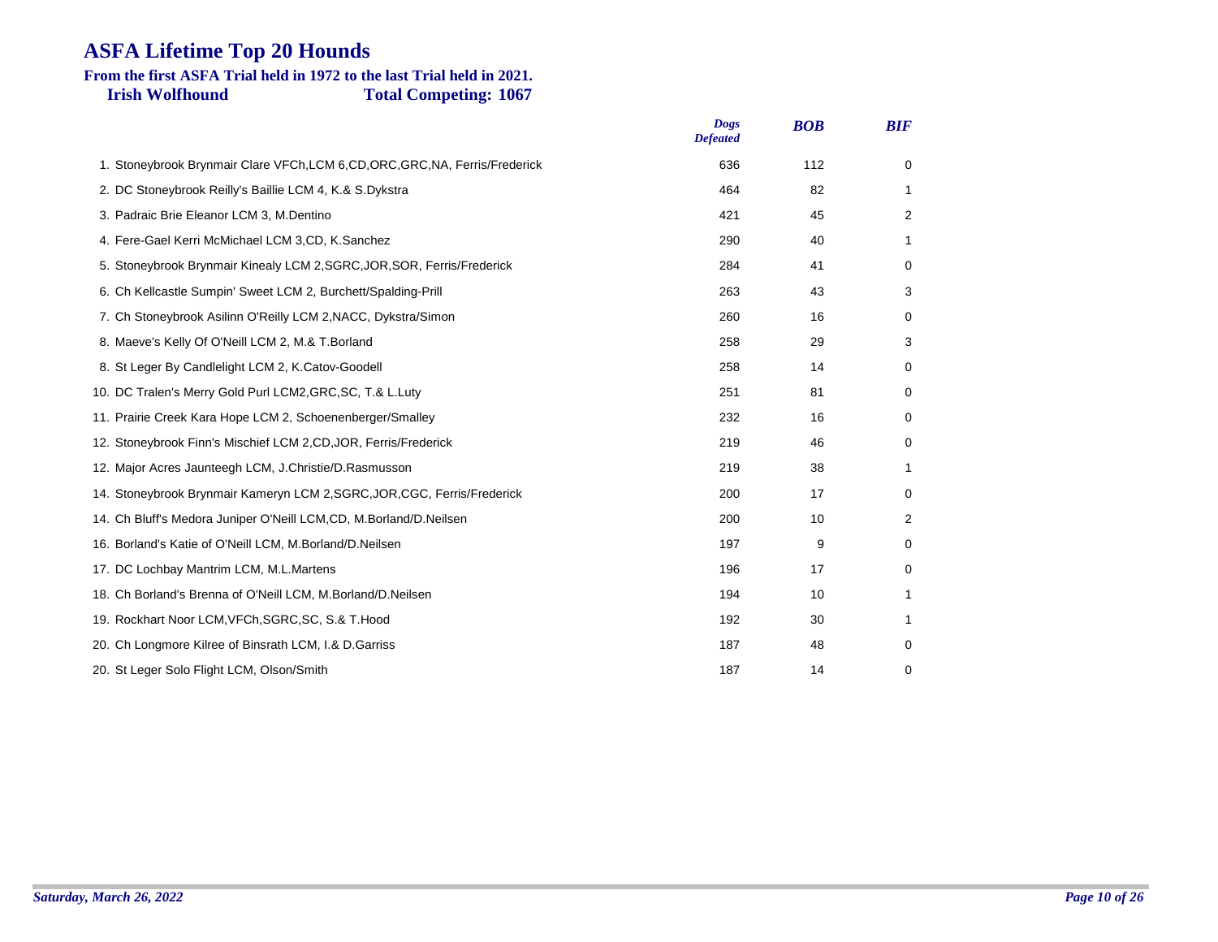# ASFA Lifetime Top 20 Hounds

**From the first ASFA Trial held in 1972 to the last Trial held in 2021.**

**Irish Wolfhound** **Total Competing: 1067**

| | *Dogs Defeated* | *BOB* | *BIF* |
|---|---|---|---|
| 1. Stoneybrook Brynmair Clare VFCh,LCM 6,CD,ORC,GRC,NA, Ferris/Frederick | 636 | 112 | 0 |
| 2. DC Stoneybrook Reilly's Baillie LCM 4, K.& S.Dykstra | 464 | 82 | 1 |
| 3. Padraic Brie Eleanor LCM 3, M.Dentino | 421 | 45 | 2 |
| 4. Fere-Gael Kerri McMichael LCM 3,CD, K.Sanchez | 290 | 40 | 1 |
| 5. Stoneybrook Brynmair Kinealy LCM 2,SGRC,JOR,SOR, Ferris/Frederick | 284 | 41 | 0 |
| 6. Ch Kellcastle Sumpin' Sweet LCM 2, Burchett/Spalding-Prill | 263 | 43 | 3 |
| 7. Ch Stoneybrook Asilinn O'Reilly LCM 2,NACC, Dykstra/Simon | 260 | 16 | 0 |
| 8. Maeve's Kelly Of O'Neill LCM 2, M.& T.Borland | 258 | 29 | 3 |
| 8. St Leger By Candlelight LCM 2, K.Catov-Goodell | 258 | 14 | 0 |
| 10. DC Tralen's Merry Gold Purl LCM2,GRC,SC, T.& L.Luty | 251 | 81 | 0 |
| 11. Prairie Creek Kara Hope LCM 2, Schoenenberger/Smalley | 232 | 16 | 0 |
| 12. Stoneybrook Finn's Mischief LCM 2,CD,JOR, Ferris/Frederick | 219 | 46 | 0 |
| 12. Major Acres Jaunteegh LCM, J.Christie/D.Rasmusson | 219 | 38 | 1 |
| 14. Stoneybrook Brynmair Kameryn LCM 2,SGRC,JOR,CGC, Ferris/Frederick | 200 | 17 | 0 |
| 14. Ch Bluff's Medora Juniper O'Neill LCM,CD, M.Borland/D.Neilsen | 200 | 10 | 2 |
| 16. Borland's Katie of O'Neill LCM, M.Borland/D.Neilsen | 197 | 9 | 0 |
| 17. DC Lochbay Mantrim LCM, M.L.Martens | 196 | 17 | 0 |
| 18. Ch Borland's Brenna of O'Neill LCM, M.Borland/D.Neilsen | 194 | 10 | 1 |
| 19. Rockhart Noor LCM,VFCh,SGRC,SC, S.& T.Hood | 192 | 30 | 1 |
| 20. Ch Longmore Kilree of Binsrath LCM, I.& D.Garriss | 187 | 48 | 0 |
| 20. St Leger Solo Flight LCM, Olson/Smith | 187 | 14 | 0 |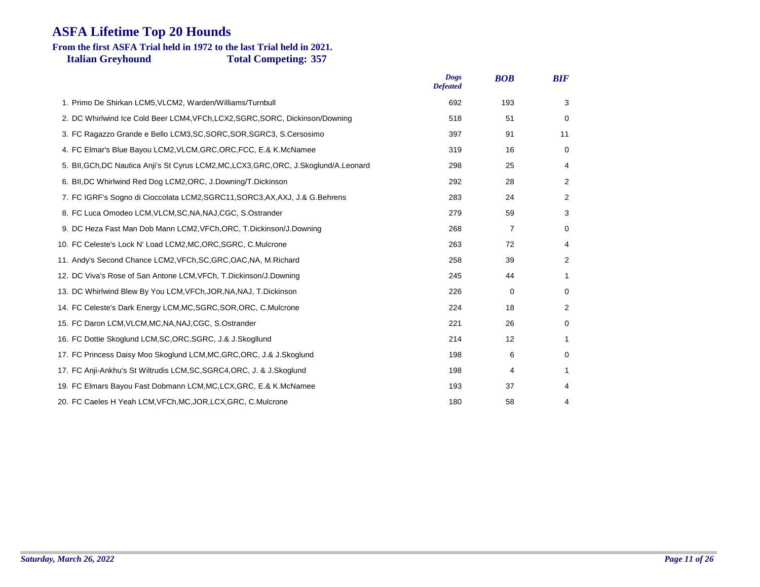# ASFA Lifetime Top 20 Hounds

**From the first ASFA Trial held in 1972 to the last Trial held in 2021.**

**Italian Greyhound** **Total Competing: 357**

| | Dogs Defeated | BOB | BIF |
|---|---|---|---|
| 1. Primo De Shirkan LCM5,VLCM2, Warden/Williams/Turnbull | 692 | 193 | 3 |
| 2. DC Whirlwind Ice Cold Beer LCM4,VFCh,LCX2,SGRC,SORC, Dickinson/Downing | 518 | 51 | 0 |
| 3. FC Ragazzo Grande e Bello LCM3,SC,SORC,SOR,SGRC3, S.Cersosimo | 397 | 91 | 11 |
| 4. FC Elmar's Blue Bayou LCM2,VLCM,GRC,ORC,FCC, E.& K.McNamee | 319 | 16 | 0 |
| 5. BII,GCh,DC Nautica Anji's St Cyrus LCM2,MC,LCX3,GRC,ORC, J.Skoglund/A.Leonard | 298 | 25 | 4 |
| 6. BII,DC Whirlwind Red Dog LCM2,ORC, J.Downing/T.Dickinson | 292 | 28 | 2 |
| 7. FC IGRF's Sogno di Cioccolata LCM2,SGRC11,SORC3,AX,AXJ, J.& G.Behrens | 283 | 24 | 2 |
| 8. FC Luca Omodeo LCM,VLCM,SC,NA,NAJ,CGC, S.Ostrander | 279 | 59 | 3 |
| 9. DC Heza Fast Man Dob Mann LCM2,VFCh,ORC, T.Dickinson/J.Downing | 268 | 7 | 0 |
| 10. FC Celeste's Lock N' Load LCM2,MC,ORC,SGRC, C.Mulcrone | 263 | 72 | 4 |
| 11. Andy's Second Chance LCM2,VFCh,SC,GRC,OAC,NA, M.Richard | 258 | 39 | 2 |
| 12. DC Viva's Rose of San Antone LCM,VFCh, T.Dickinson/J.Downing | 245 | 44 | 1 |
| 13. DC Whirlwind Blew By You LCM,VFCh,JOR,NA,NAJ, T.Dickinson | 226 | 0 | 0 |
| 14. FC Celeste's Dark Energy LCM,MC,SGRC,SOR,ORC, C.Mulcrone | 224 | 18 | 2 |
| 15. FC Daron LCM,VLCM,MC,NA,NAJ,CGC, S.Ostrander | 221 | 26 | 0 |
| 16. FC Dottie Skoglund LCM,SC,ORC,SGRC, J.& J.Skogllund | 214 | 12 | 1 |
| 17. FC Princess Daisy Moo Skoglund LCM,MC,GRC,ORC, J.& J.Skoglund | 198 | 6 | 0 |
| 17. FC Anji-Ankhu's St Wiltrudis LCM,SC,SGRC4,ORC, J. & J.Skoglund | 198 | 4 | 1 |
| 19. FC Elmars Bayou Fast Dobmann LCM,MC,LCX,GRC, E.& K.McNamee | 193 | 37 | 4 |
| 20. FC Caeles H Yeah LCM,VFCh,MC,JOR,LCX,GRC, C.Mulcrone | 180 | 58 | 4 |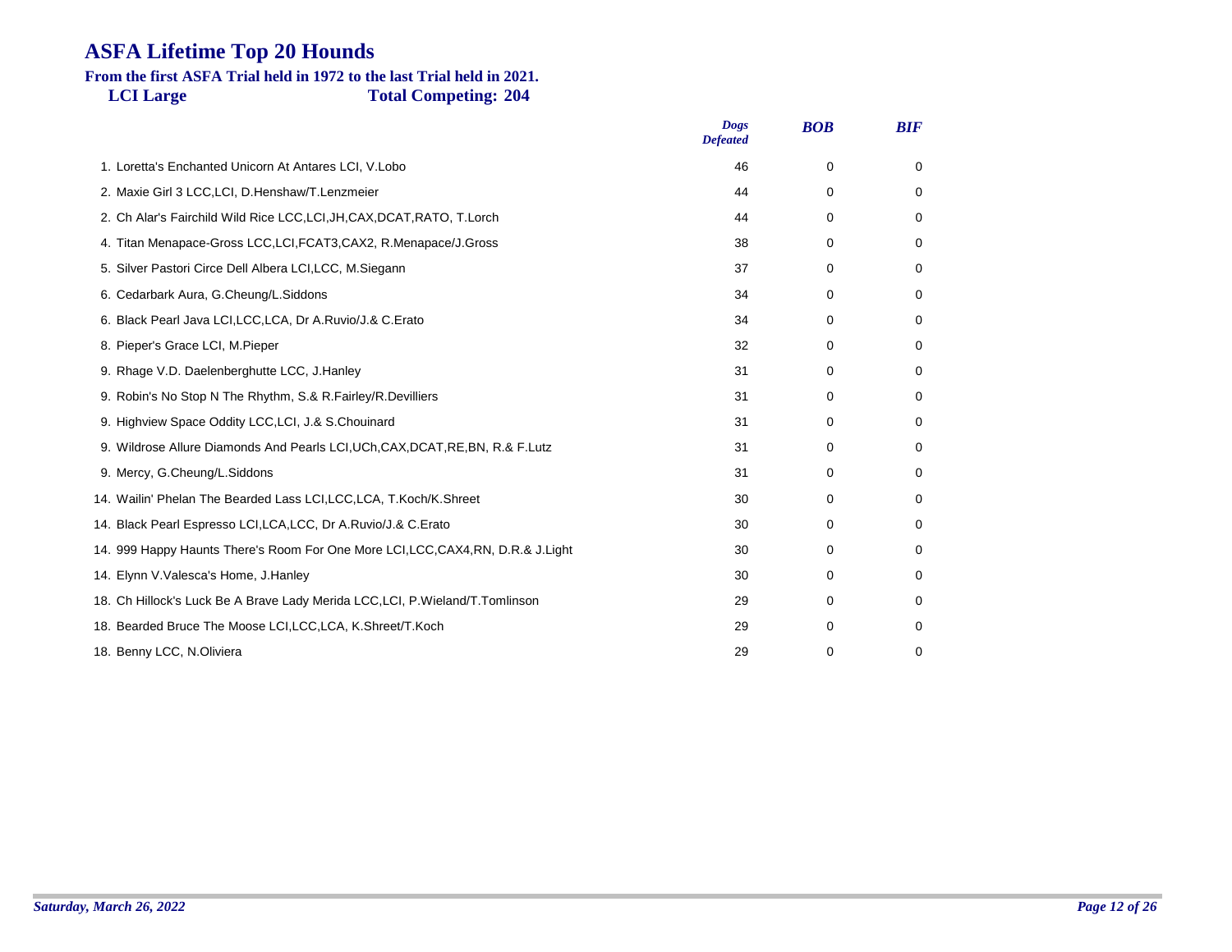# ASFA Lifetime Top 20 Hounds

**From the first ASFA Trial held in 1972 to the last Trial held in 2021.**

**LCI Large** **Total Competing: 204**

| | Dogs Defeated | BOB | BIF |
|---|---|---|---|
| 1. Loretta's Enchanted Unicorn At Antares LCI, V.Lobo | 46 | 0 | 0 |
| 2. Maxie Girl 3 LCC,LCI, D.Henshaw/T.Lenzmeier | 44 | 0 | 0 |
| 2. Ch Alar's Fairchild Wild Rice LCC,LCI,JH,CAX,DCAT,RATO, T.Lorch | 44 | 0 | 0 |
| 4. Titan Menapace-Gross LCC,LCI,FCAT3,CAX2, R.Menapace/J.Gross | 38 | 0 | 0 |
| 5. Silver Pastori Circe Dell Albera LCI,LCC, M.Siegann | 37 | 0 | 0 |
| 6. Cedarbark Aura, G.Cheung/L.Siddons | 34 | 0 | 0 |
| 6. Black Pearl Java LCI,LCC,LCA, Dr A.Ruvio/J.& C.Erato | 34 | 0 | 0 |
| 8. Pieper's Grace LCI, M.Pieper | 32 | 0 | 0 |
| 9. Rhage V.D. Daelenberghutte LCC, J.Hanley | 31 | 0 | 0 |
| 9. Robin's No Stop N The Rhythm, S.& R.Fairley/R.Devilliers | 31 | 0 | 0 |
| 9. Highview Space Oddity LCC,LCI, J.& S.Chouinard | 31 | 0 | 0 |
| 9. Wildrose Allure Diamonds And Pearls LCI,UCh,CAX,DCAT,RE,BN, R.& F.Lutz | 31 | 0 | 0 |
| 9. Mercy, G.Cheung/L.Siddons | 31 | 0 | 0 |
| 14. Wailin' Phelan The Bearded Lass LCI,LCC,LCA, T.Koch/K.Shreet | 30 | 0 | 0 |
| 14. Black Pearl Espresso LCI,LCA,LCC, Dr A.Ruvio/J.& C.Erato | 30 | 0 | 0 |
| 14. 999 Happy Haunts There's Room For One More LCI,LCC,CAX4,RN, D.R.& J.Light | 30 | 0 | 0 |
| 14. Elynn V.Valesca's Home, J.Hanley | 30 | 0 | 0 |
| 18. Ch Hillock's Luck Be A Brave Lady Merida LCC,LCI, P.Wieland/T.Tomlinson | 29 | 0 | 0 |
| 18. Bearded Bruce The Moose LCI,LCC,LCA, K.Shreet/T.Koch | 29 | 0 | 0 |
| 18. Benny LCC, N.Oliviera | 29 | 0 | 0 |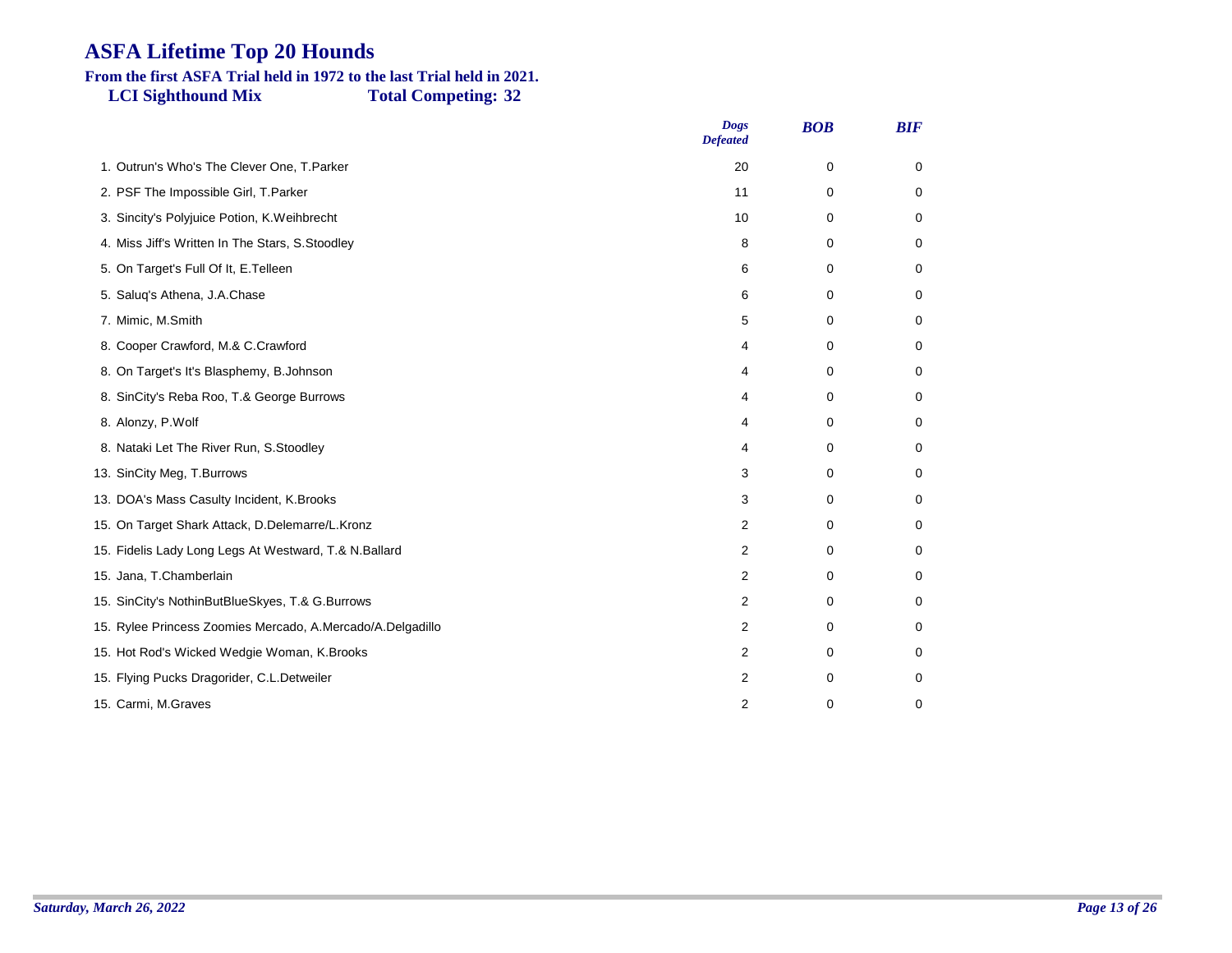# ASFA Lifetime Top 20 Hounds

**From the first ASFA Trial held in 1972 to the last Trial held in 2021.**

**LCI Sighthound Mix** **Total Competing: 32**

| | *Dogs Defeated* | *BOB* | *BIF* |
|---|---|---|---|
| 1. Outrun's Who's The Clever One, T.Parker | 20 | 0 | 0 |
| 2. PSF The Impossible Girl, T.Parker | 11 | 0 | 0 |
| 3. Sincity's Polyjuice Potion, K.Weihbrecht | 10 | 0 | 0 |
| 4. Miss Jiff's Written In The Stars, S.Stoodley | 8 | 0 | 0 |
| 5. On Target's Full Of It, E.Telleen | 6 | 0 | 0 |
| 5. Saluq's Athena, J.A.Chase | 6 | 0 | 0 |
| 7. Mimic, M.Smith | 5 | 0 | 0 |
| 8. Cooper Crawford, M.& C.Crawford | 4 | 0 | 0 |
| 8. On Target's It's Blasphemy, B.Johnson | 4 | 0 | 0 |
| 8. SinCity's Reba Roo, T.& George Burrows | 4 | 0 | 0 |
| 8. Alonzy, P.Wolf | 4 | 0 | 0 |
| 8. Nataki Let The River Run, S.Stoodley | 4 | 0 | 0 |
| 13. SinCity Meg, T.Burrows | 3 | 0 | 0 |
| 13. DOA's Mass Casulty Incident, K.Brooks | 3 | 0 | 0 |
| 15. On Target Shark Attack, D.Delemarre/L.Kronz | 2 | 0 | 0 |
| 15. Fidelis Lady Long Legs At Westward, T.& N.Ballard | 2 | 0 | 0 |
| 15. Jana, T.Chamberlain | 2 | 0 | 0 |
| 15. SinCity's NothinButBlueSkyes, T.& G.Burrows | 2 | 0 | 0 |
| 15. Rylee Princess Zoomies Mercado, A.Mercado/A.Delgadillo | 2 | 0 | 0 |
| 15. Hot Rod's Wicked Wedgie Woman, K.Brooks | 2 | 0 | 0 |
| 15. Flying Pucks Dragorider, C.L.Detweiler | 2 | 0 | 0 |
| 15. Carmi, M.Graves | 2 | 0 | 0 |

*Saturday, March 26, 2022*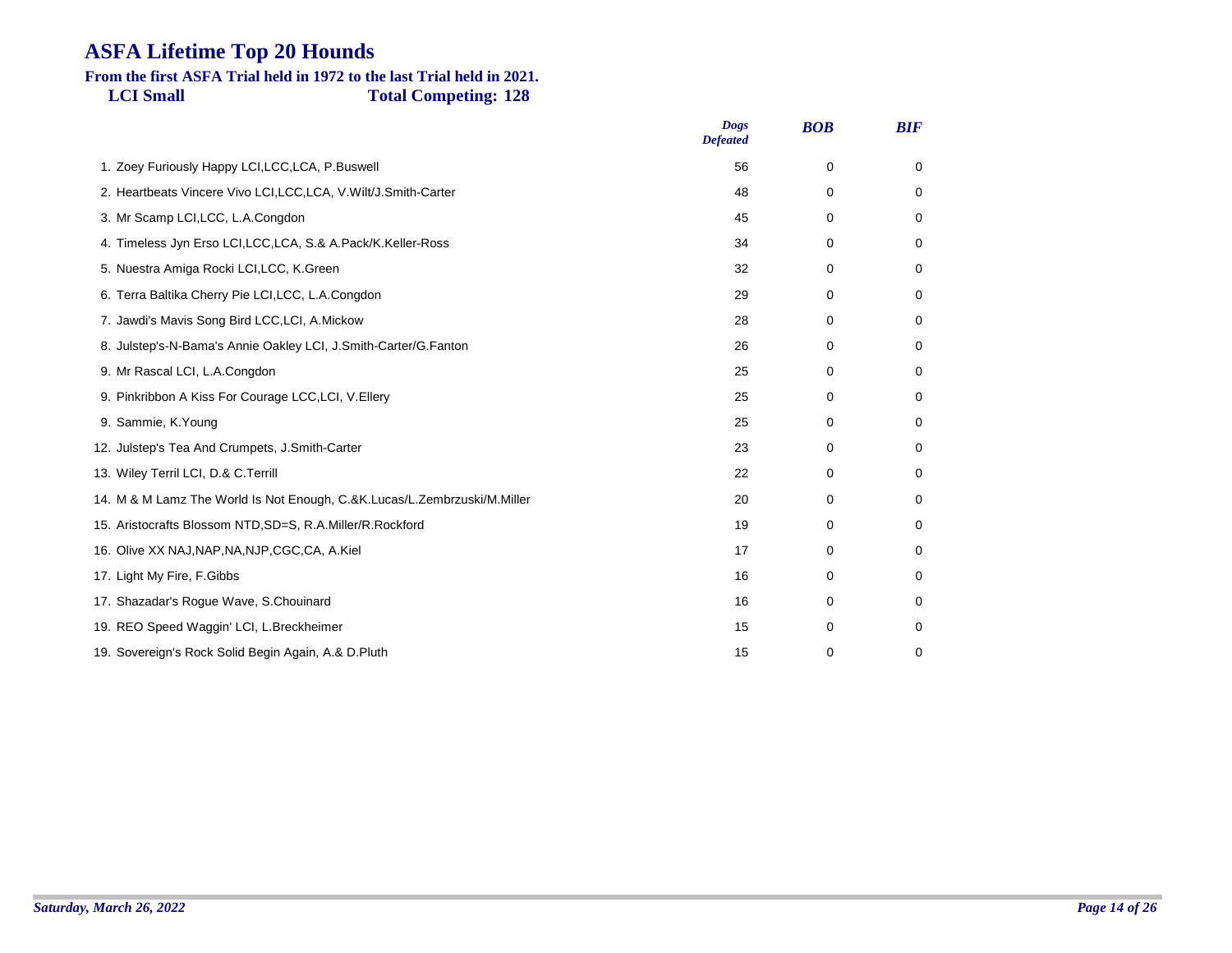# ASFA Lifetime Top 20 Hounds

**From the first ASFA Trial held in 1972 to the last Trial held in 2021.**

**LCI Small** **Total Competing: 128**

| | *Dogs Defeated* | *BOB* | *BIF* |
|---|---|---|---|
| 1. Zoey Furiously Happy LCI,LCC,LCA, P.Buswell | 56 | 0 | 0 |
| 2. Heartbeats Vincere Vivo LCI,LCC,LCA, V.Wilt/J.Smith-Carter | 48 | 0 | 0 |
| 3. Mr Scamp LCI,LCC, L.A.Congdon | 45 | 0 | 0 |
| 4. Timeless Jyn Erso LCI,LCC,LCA, S.& A.Pack/K.Keller-Ross | 34 | 0 | 0 |
| 5. Nuestra Amiga Rocki LCI,LCC, K.Green | 32 | 0 | 0 |
| 6. Terra Baltika Cherry Pie LCI,LCC, L.A.Congdon | 29 | 0 | 0 |
| 7. Jawdi's Mavis Song Bird LCC,LCI, A.Mickow | 28 | 0 | 0 |
| 8. Julstep's-N-Bama's Annie Oakley LCI, J.Smith-Carter/G.Fanton | 26 | 0 | 0 |
| 9. Mr Rascal LCI, L.A.Congdon | 25 | 0 | 0 |
| 9. Pinkribbon A Kiss For Courage LCC,LCI, V.Ellery | 25 | 0 | 0 |
| 9. Sammie, K.Young | 25 | 0 | 0 |
| 12. Julstep's Tea And Crumpets, J.Smith-Carter | 23 | 0 | 0 |
| 13. Wiley Terril LCI, D.& C.Terrill | 22 | 0 | 0 |
| 14. M & M Lamz The World Is Not Enough, C.&K.Lucas/L.Zembrzuski/M.Miller | 20 | 0 | 0 |
| 15. Aristocrafts Blossom NTD,SD=S, R.A.Miller/R.Rockford | 19 | 0 | 0 |
| 16. Olive XX NAJ,NAP,NA,NJP,CGC,CA, A.Kiel | 17 | 0 | 0 |
| 17. Light My Fire, F.Gibbs | 16 | 0 | 0 |
| 17. Shazadar's Rogue Wave, S.Chouinard | 16 | 0 | 0 |
| 19. REO Speed Waggin' LCI, L.Breckheimer | 15 | 0 | 0 |
| 19. Sovereign's Rock Solid Begin Again, A.& D.Pluth | 15 | 0 | 0 |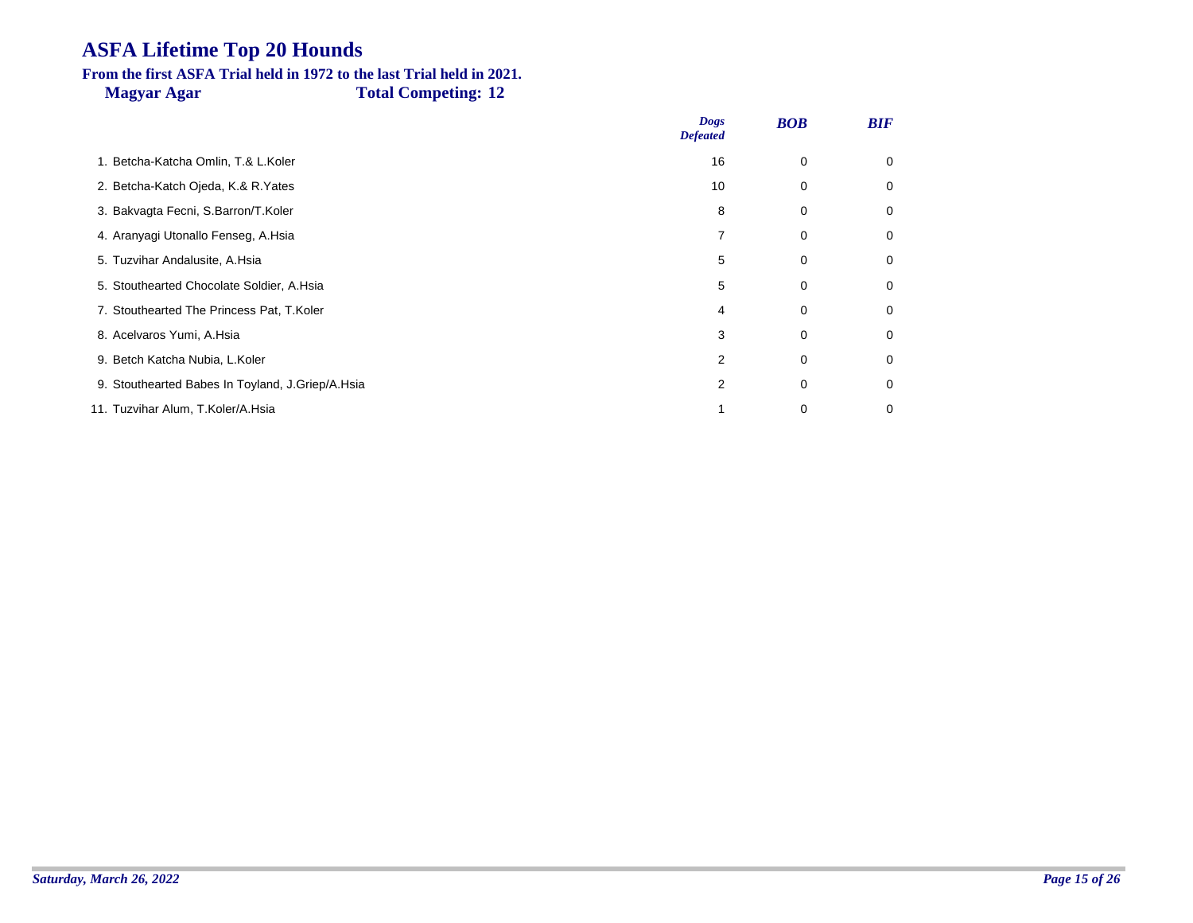# ASFA Lifetime Top 20 Hounds

**From the first ASFA Trial held in 1972 to the last Trial held in 2021.**

**Magyar Agar** **Total Competing: 12**

| | *Dogs Defeated* | *BOB* | *BIF* |
|---|---|---|---|
| 1. Betcha-Katcha Omlin, T.& L.Koler | 16 | 0 | 0 |
| 2. Betcha-Katch Ojeda, K.& R.Yates | 10 | 0 | 0 |
| 3. Bakvagta Fecni, S.Barron/T.Koler | 8 | 0 | 0 |
| 4. Aranyagi Utonallo Fenseg, A.Hsia | 7 | 0 | 0 |
| 5. Tuzvihar Andalusite, A.Hsia | 5 | 0 | 0 |
| 5. Stouthearted Chocolate Soldier, A.Hsia | 5 | 0 | 0 |
| 7. Stouthearted The Princess Pat, T.Koler | 4 | 0 | 0 |
| 8. Acelvaros Yumi, A.Hsia | 3 | 0 | 0 |
| 9. Betch Katcha Nubia, L.Koler | 2 | 0 | 0 |
| 9. Stouthearted Babes In Toyland, J.Griep/A.Hsia | 2 | 0 | 0 |
| 11. Tuzvihar Alum, T.Koler/A.Hsia | 1 | 0 | 0 |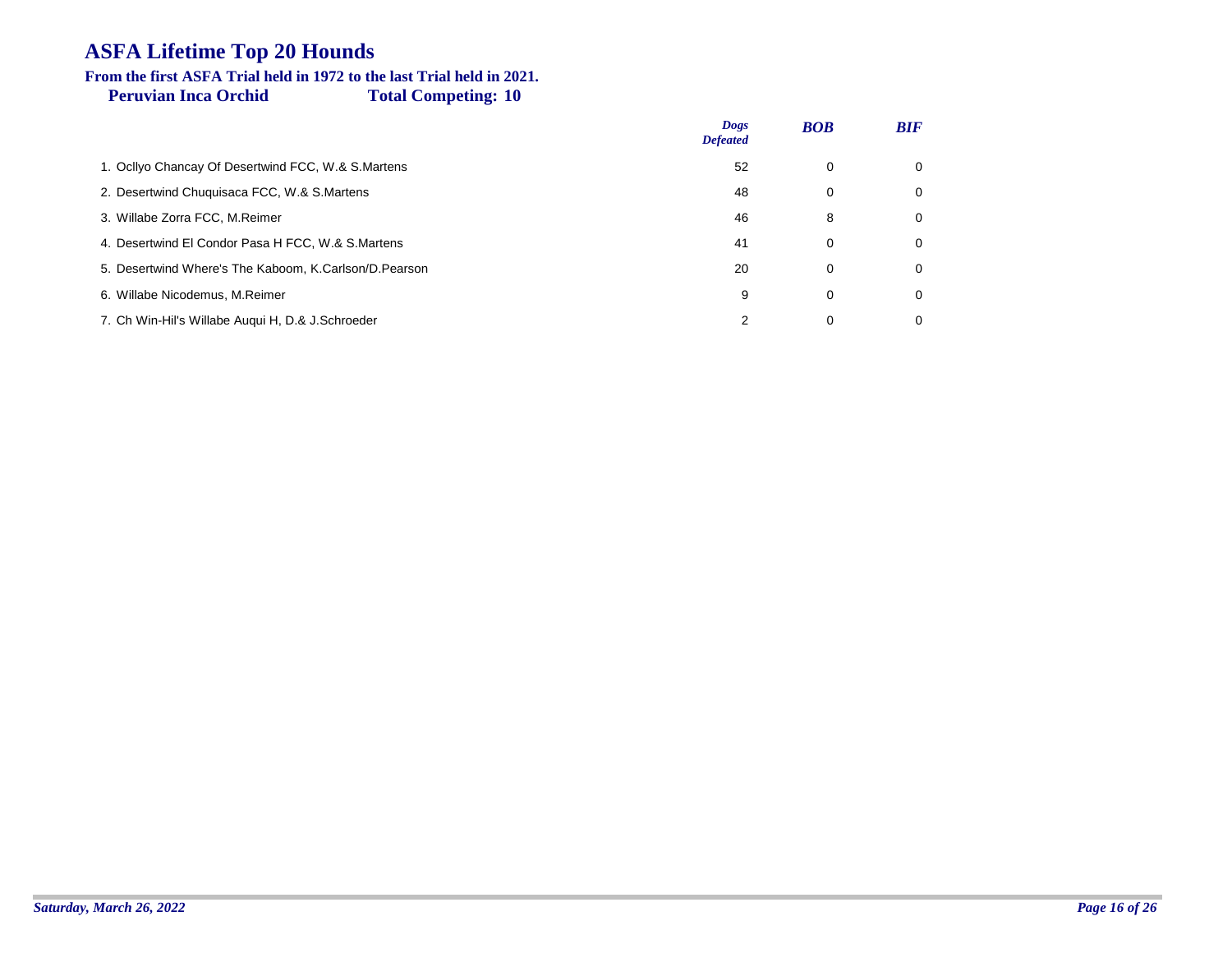# ASFA Lifetime Top 20 Hounds

**From the first ASFA Trial held in 1972 to the last Trial held in 2021.**

**Peruvian Inca Orchid** **Total Competing: 10**

| | *Dogs Defeated* | *BOB* | *BIF* |
|---|---|---|---|
| 1. Ocllyo Chancay Of Desertwind FCC, W.& S.Martens | 52 | 0 | 0 |
| 2. Desertwind Chuquisaca FCC, W.& S.Martens | 48 | 0 | 0 |
| 3. Willabe Zorra FCC, M.Reimer | 46 | 8 | 0 |
| 4. Desertwind El Condor Pasa H FCC, W.& S.Martens | 41 | 0 | 0 |
| 5. Desertwind Where's The Kaboom, K.Carlson/D.Pearson | 20 | 0 | 0 |
| 6. Willabe Nicodemus, M.Reimer | 9 | 0 | 0 |
| 7. Ch Win-Hil's Willabe Auqui H, D.& J.Schroeder | 2 | 0 | 0 |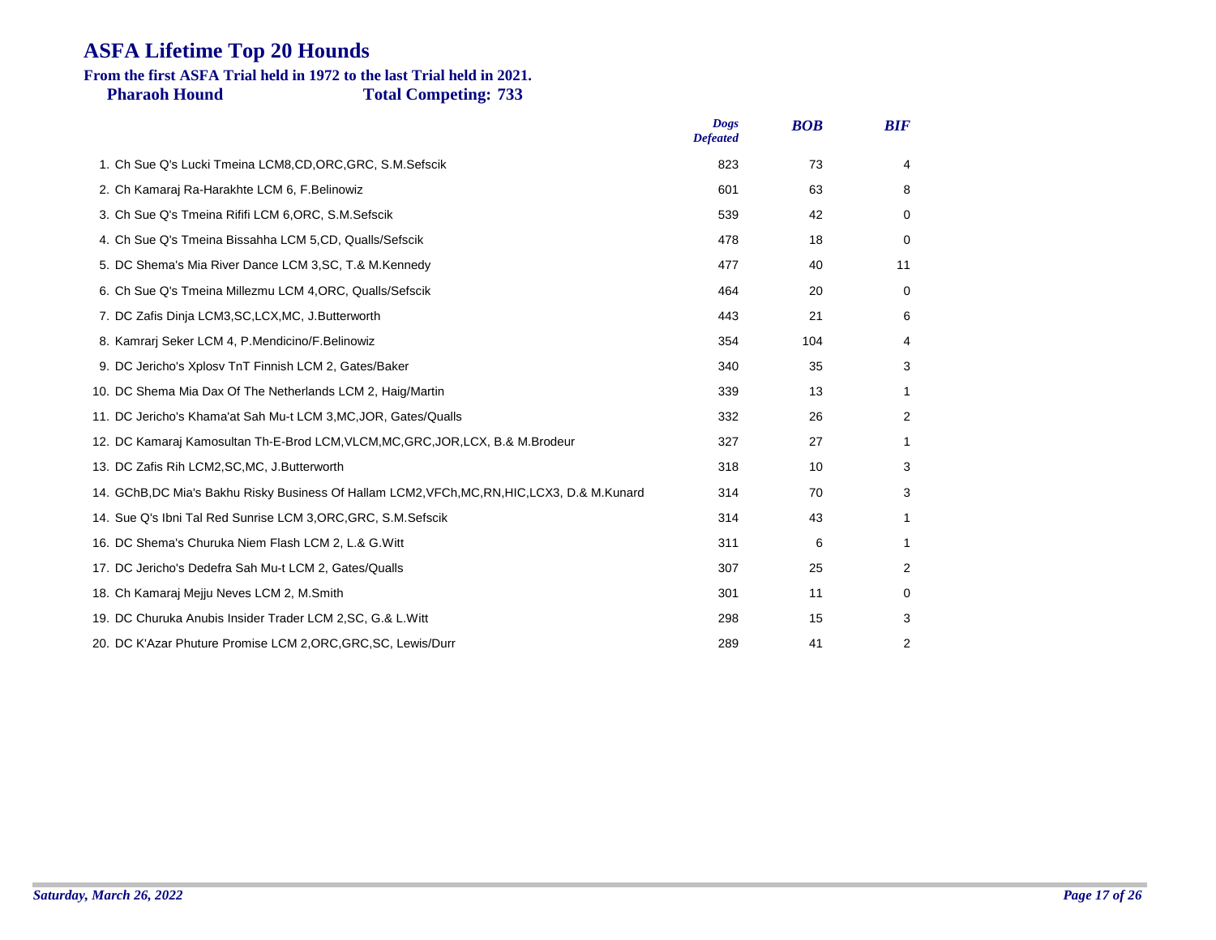# ASFA Lifetime Top 20 Hounds

**From the first ASFA Trial held in 1972 to the last Trial held in 2021.**

**Pharaoh Hound** **Total Competing: 733**

| | *Dogs Defeated* | *BOB* | *BIF* |
|---|---|---|---|
| 1. Ch Sue Q's Lucki Tmeina LCM8,CD,ORC,GRC, S.M.Sefscik | 823 | 73 | 4 |
| 2. Ch Kamaraj Ra-Harakhte LCM 6, F.Belinowiz | 601 | 63 | 8 |
| 3. Ch Sue Q's Tmeina Rififi LCM 6,ORC, S.M.Sefscik | 539 | 42 | 0 |
| 4. Ch Sue Q's Tmeina Bissahha LCM 5,CD, Qualls/Sefscik | 478 | 18 | 0 |
| 5. DC Shema's Mia River Dance LCM 3,SC, T.& M.Kennedy | 477 | 40 | 11 |
| 6. Ch Sue Q's Tmeina Millezmu LCM 4,ORC, Qualls/Sefscik | 464 | 20 | 0 |
| 7. DC Zafis Dinja LCM3,SC,LCX,MC, J.Butterworth | 443 | 21 | 6 |
| 8. Kamrarj Seker LCM 4, P.Mendicino/F.Belinowiz | 354 | 104 | 4 |
| 9. DC Jericho's Xplosv TnT Finnish LCM 2, Gates/Baker | 340 | 35 | 3 |
| 10. DC Shema Mia Dax Of The Netherlands LCM 2, Haig/Martin | 339 | 13 | 1 |
| 11. DC Jericho's Khama'at Sah Mu-t LCM 3,MC,JOR, Gates/Qualls | 332 | 26 | 2 |
| 12. DC Kamaraj Kamosultan Th-E-Brod LCM,VLCM,MC,GRC,JOR,LCX, B.& M.Brodeur | 327 | 27 | 1 |
| 13. DC Zafis Rih LCM2,SC,MC, J.Butterworth | 318 | 10 | 3 |
| 14. GChB,DC Mia's Bakhu Risky Business Of Hallam LCM2,VFCh,MC,RN,HIC,LCX3, D.& M.Kunard | 314 | 70 | 3 |
| 14. Sue Q's Ibni Tal Red Sunrise LCM 3,ORC,GRC, S.M.Sefscik | 314 | 43 | 1 |
| 16. DC Shema's Churuka Niem Flash LCM 2, L.& G.Witt | 311 | 6 | 1 |
| 17. DC Jericho's Dedefra Sah Mu-t LCM 2, Gates/Qualls | 307 | 25 | 2 |
| 18. Ch Kamaraj Mejju Neves LCM 2, M.Smith | 301 | 11 | 0 |
| 19. DC Churuka Anubis Insider Trader LCM 2,SC, G.& L.Witt | 298 | 15 | 3 |
| 20. DC K'Azar Phuture Promise LCM 2,ORC,GRC,SC, Lewis/Durr | 289 | 41 | 2 |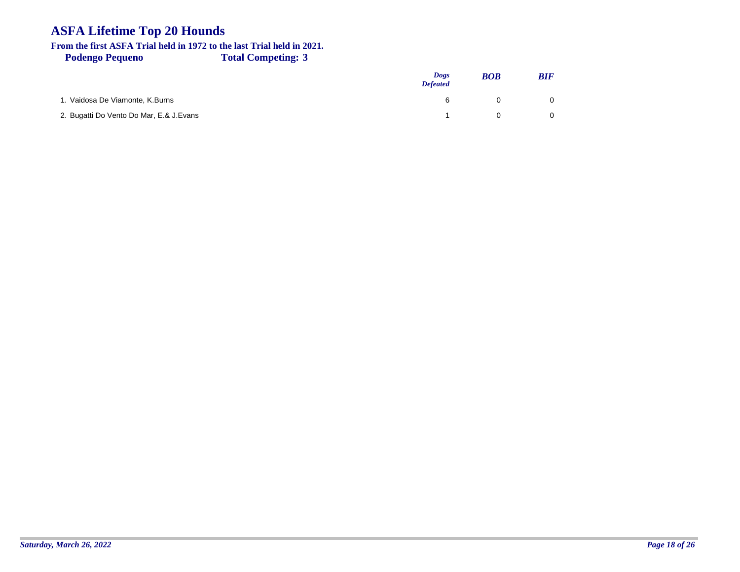# ASFA Lifetime Top 20 Hounds

**From the first ASFA Trial held in 1972 to the last Trial held in 2021.**

**Podengo Pequeno** **Total Competing: 3**

| | *Dogs Defeated* | *BOB* | *BIF* |
|---|---|---|---|
| 1. Vaidosa De Viamonte, K.Burns | 6 | 0 | 0 |
| 2. Bugatti Do Vento Do Mar, E.& J.Evans | 1 | 0 | 0 |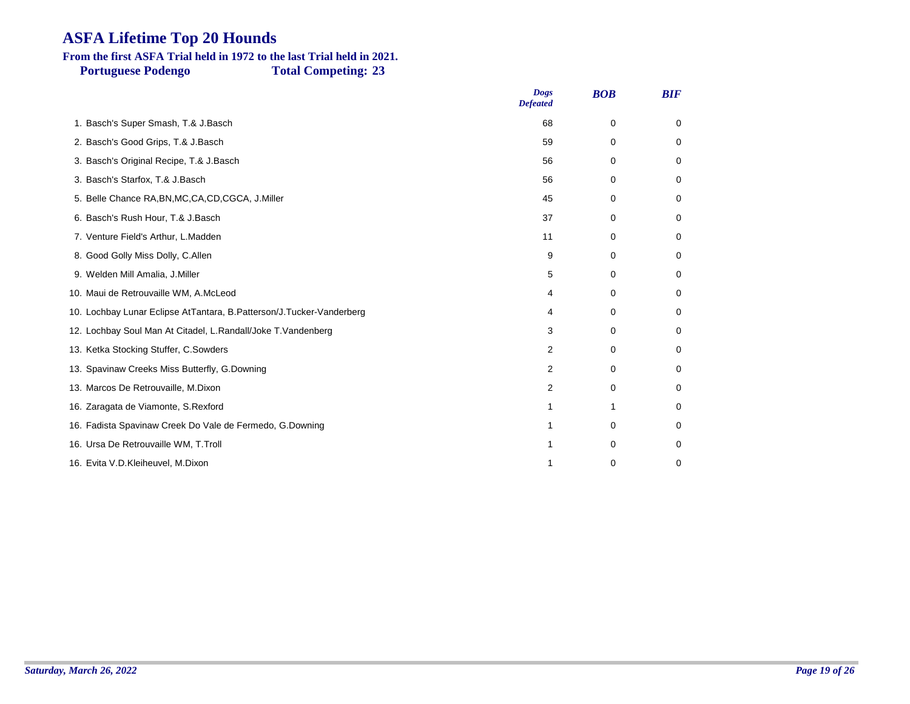# ASFA Lifetime Top 20 Hounds

**From the first ASFA Trial held in 1972 to the last Trial held in 2021.**

**Portuguese Podengo** **Total Competing: 23**

| | *Dogs Defeated* | *BOB* | *BIF* |
|---|---|---|---|
| 1. Basch's Super Smash, T.& J.Basch | 68 | 0 | 0 |
| 2. Basch's Good Grips, T.& J.Basch | 59 | 0 | 0 |
| 3. Basch's Original Recipe, T.& J.Basch | 56 | 0 | 0 |
| 3. Basch's Starfox, T.& J.Basch | 56 | 0 | 0 |
| 5. Belle Chance RA,BN,MC,CA,CD,CGCA, J.Miller | 45 | 0 | 0 |
| 6. Basch's Rush Hour, T.& J.Basch | 37 | 0 | 0 |
| 7. Venture Field's Arthur, L.Madden | 11 | 0 | 0 |
| 8. Good Golly Miss Dolly, C.Allen | 9 | 0 | 0 |
| 9. Welden Mill Amalia, J.Miller | 5 | 0 | 0 |
| 10. Maui de Retrouvaille WM, A.McLeod | 4 | 0 | 0 |
| 10. Lochbay Lunar Eclipse AtTantara, B.Patterson/J.Tucker-Vanderberg | 4 | 0 | 0 |
| 12. Lochbay Soul Man At Citadel, L.Randall/Joke T.Vandenberg | 3 | 0 | 0 |
| 13. Ketka Stocking Stuffer, C.Sowders | 2 | 0 | 0 |
| 13. Spavinaw Creeks Miss Butterfly, G.Downing | 2 | 0 | 0 |
| 13. Marcos De Retrouvaille, M.Dixon | 2 | 0 | 0 |
| 16. Zaragata de Viamonte, S.Rexford | 1 | 1 | 0 |
| 16. Fadista Spavinaw Creek Do Vale de Fermedo, G.Downing | 1 | 0 | 0 |
| 16. Ursa De Retrouvaille WM, T.Troll | 1 | 0 | 0 |
| 16. Evita V.D.Kleiheuvel, M.Dixon | 1 | 0 | 0 |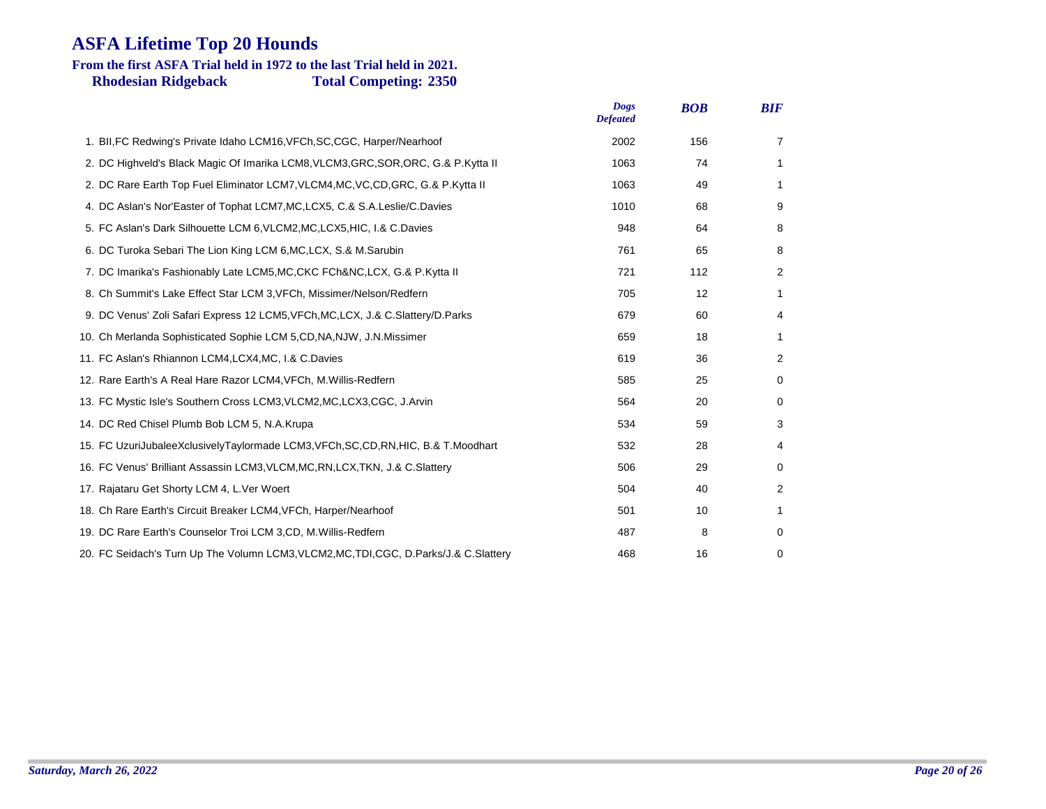# ASFA Lifetime Top 20 Hounds

**From the first ASFA Trial held in 1972 to the last Trial held in 2021.**

**Rhodesian Ridgeback — Total Competing: 2350**

| | Dogs Defeated | BOB | BIF |
|---|---|---|---|
| 1. BII,FC Redwing's Private Idaho LCM16,VFCh,SC,CGC, Harper/Nearhoof | 2002 | 156 | 7 |
| 2. DC Highveld's Black Magic Of Imarika LCM8,VLCM3,GRC,SOR,ORC, G.& P.Kytta II | 1063 | 74 | 1 |
| 2. DC Rare Earth Top Fuel Eliminator LCM7,VLCM4,MC,VC,CD,GRC, G.& P.Kytta II | 1063 | 49 | 1 |
| 4. DC Aslan's Nor'Easter of Tophat LCM7,MC,LCX5, C.& S.A.Leslie/C.Davies | 1010 | 68 | 9 |
| 5. FC Aslan's Dark Silhouette LCM 6,VLCM2,MC,LCX5,HIC, I.& C.Davies | 948 | 64 | 8 |
| 6. DC Turoka Sebari The Lion King LCM 6,MC,LCX, S.& M.Sarubin | 761 | 65 | 8 |
| 7. DC Imarika's Fashionably Late LCM5,MC,CKC FCh&NC,LCX, G.& P.Kytta II | 721 | 112 | 2 |
| 8. Ch Summit's Lake Effect Star LCM 3,VFCh, Missimer/Nelson/Redfern | 705 | 12 | 1 |
| 9. DC Venus' Zoli Safari Express 12 LCM5,VFCh,MC,LCX, J.& C.Slattery/D.Parks | 679 | 60 | 4 |
| 10. Ch Merlanda Sophisticated Sophie LCM 5,CD,NA,NJW, J.N.Missimer | 659 | 18 | 1 |
| 11. FC Aslan's Rhiannon LCM4,LCX4,MC, I.& C.Davies | 619 | 36 | 2 |
| 12. Rare Earth's A Real Hare Razor LCM4,VFCh, M.Willis-Redfern | 585 | 25 | 0 |
| 13. FC Mystic Isle's Southern Cross LCM3,VLCM2,MC,LCX3,CGC, J.Arvin | 564 | 20 | 0 |
| 14. DC Red Chisel Plumb Bob LCM 5, N.A.Krupa | 534 | 59 | 3 |
| 15. FC UzuriJubaleeXclusivelyTaylormade LCM3,VFCh,SC,CD,RN,HIC, B.& T.Moodhart | 532 | 28 | 4 |
| 16. FC Venus' Brilliant Assassin LCM3,VLCM,MC,RN,LCX,TKN, J.& C.Slattery | 506 | 29 | 0 |
| 17. Rajataru Get Shorty LCM 4, L.Ver Woert | 504 | 40 | 2 |
| 18. Ch Rare Earth's Circuit Breaker LCM4,VFCh, Harper/Nearhoof | 501 | 10 | 1 |
| 19. DC Rare Earth's Counselor Troi LCM 3,CD, M.Willis-Redfern | 487 | 8 | 0 |
| 20. FC Seidach's Turn Up The Volumn LCM3,VLCM2,MC,TDI,CGC, D.Parks/J.& C.Slattery | 468 | 16 | 0 |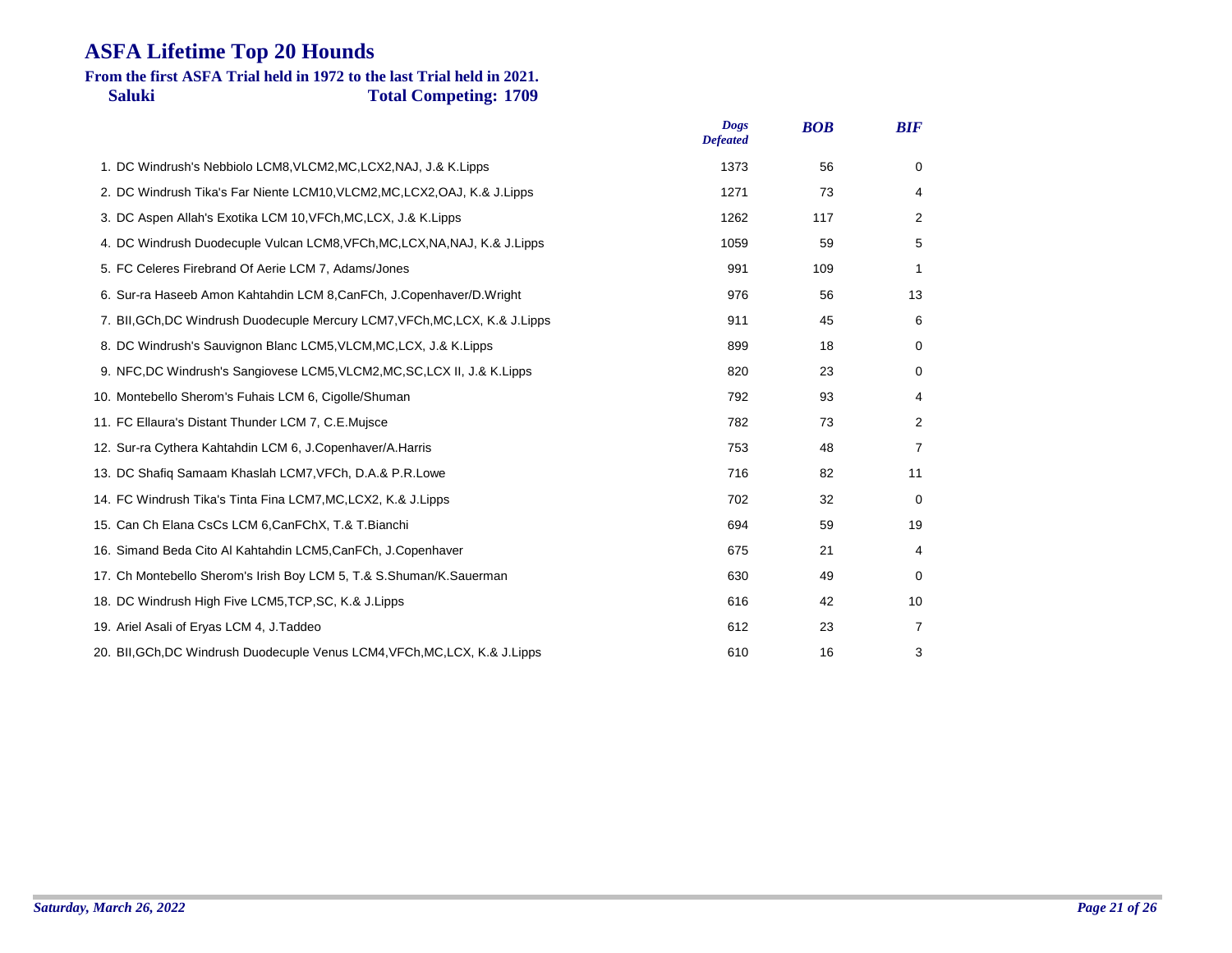# ASFA Lifetime Top 20 Hounds

**From the first ASFA Trial held in 1972 to the last Trial held in 2021.**

**Saluki** **Total Competing: 1709**

| | *Dogs Defeated* | *BOB* | *BIF* |
|---|---|---|---|
| 1. DC Windrush's Nebbiolo LCM8,VLCM2,MC,LCX2,NAJ, J.& K.Lipps | 1373 | 56 | 0 |
| 2. DC Windrush Tika's Far Niente LCM10,VLCM2,MC,LCX2,OAJ, K.& J.Lipps | 1271 | 73 | 4 |
| 3. DC Aspen Allah's Exotika LCM 10,VFCh,MC,LCX, J.& K.Lipps | 1262 | 117 | 2 |
| 4. DC Windrush Duodecuple Vulcan LCM8,VFCh,MC,LCX,NA,NAJ, K.& J.Lipps | 1059 | 59 | 5 |
| 5. FC Celeres Firebrand Of Aerie LCM 7, Adams/Jones | 991 | 109 | 1 |
| 6. Sur-ra Haseeb Amon Kahtahdin LCM 8,CanFCh, J.Copenhaver/D.Wright | 976 | 56 | 13 |
| 7. BII,GCh,DC Windrush Duodecuple Mercury LCM7,VFCh,MC,LCX, K.& J.Lipps | 911 | 45 | 6 |
| 8. DC Windrush's Sauvignon Blanc LCM5,VLCM,MC,LCX, J.& K.Lipps | 899 | 18 | 0 |
| 9. NFC,DC Windrush's Sangiovese LCM5,VLCM2,MC,SC,LCX II, J.& K.Lipps | 820 | 23 | 0 |
| 10. Montebello Sherom's Fuhais LCM 6, Cigolle/Shuman | 792 | 93 | 4 |
| 11. FC Ellaura's Distant Thunder LCM 7, C.E.Mujsce | 782 | 73 | 2 |
| 12. Sur-ra Cythera Kahtahdin LCM 6, J.Copenhaver/A.Harris | 753 | 48 | 7 |
| 13. DC Shafiq Samaam Khaslah LCM7,VFCh, D.A.& P.R.Lowe | 716 | 82 | 11 |
| 14. FC Windrush Tika's Tinta Fina LCM7,MC,LCX2, K.& J.Lipps | 702 | 32 | 0 |
| 15. Can Ch Elana CsCs LCM 6,CanFChX, T.& T.Bianchi | 694 | 59 | 19 |
| 16. Simand Beda Cito Al Kahtahdin LCM5,CanFCh, J.Copenhaver | 675 | 21 | 4 |
| 17. Ch Montebello Sherom's Irish Boy LCM 5, T.& S.Shuman/K.Sauerman | 630 | 49 | 0 |
| 18. DC Windrush High Five LCM5,TCP,SC, K.& J.Lipps | 616 | 42 | 10 |
| 19. Ariel Asali of Eryas LCM 4, J.Taddeo | 612 | 23 | 7 |
| 20. BII,GCh,DC Windrush Duodecuple Venus LCM4,VFCh,MC,LCX, K.& J.Lipps | 610 | 16 | 3 |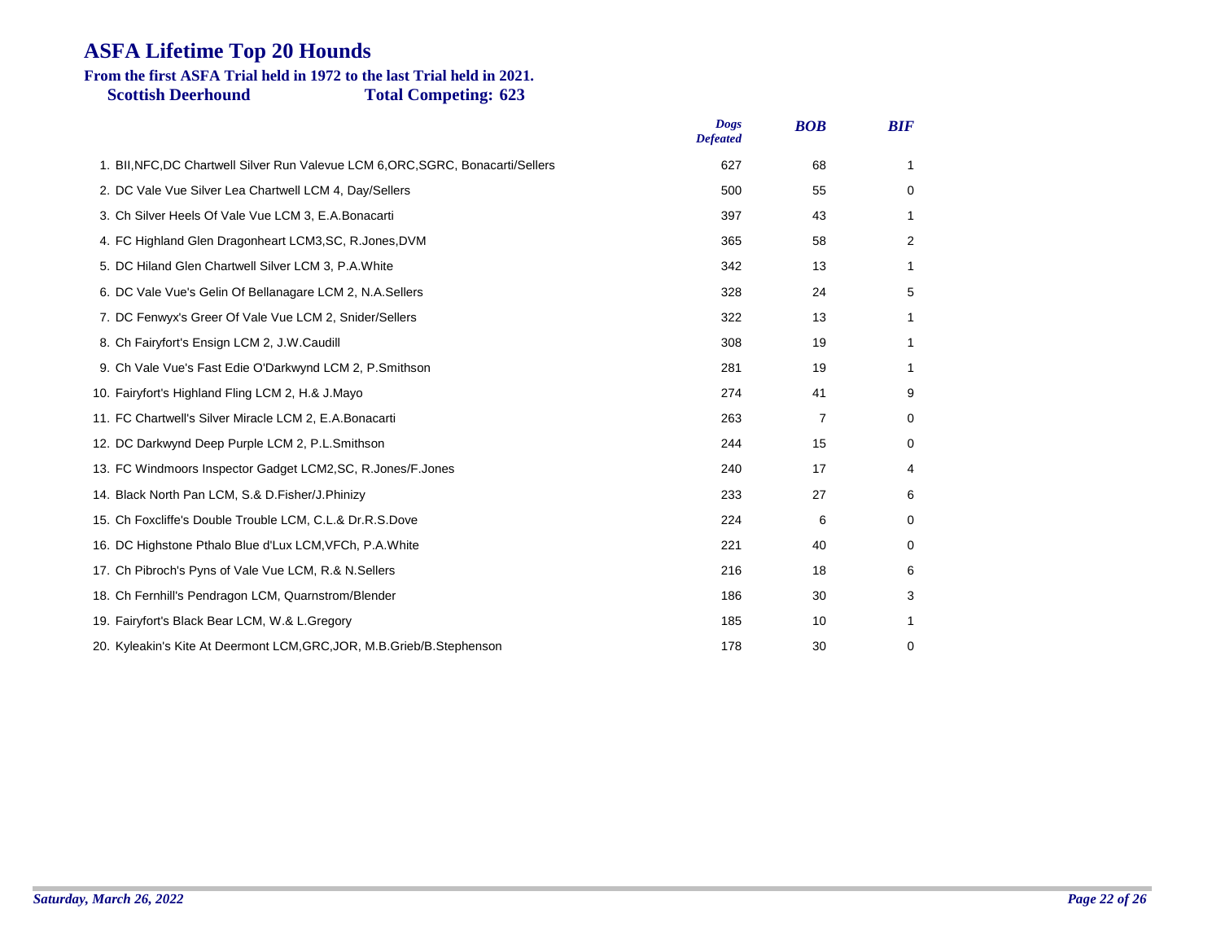# ASFA Lifetime Top 20 Hounds

**From the first ASFA Trial held in 1972 to the last Trial held in 2021.**

**Scottish Deerhound** **Total Competing: 623**

| | *Dogs Defeated* | *BOB* | *BIF* |
|---|---|---|---|
| 1. BII,NFC,DC Chartwell Silver Run Valevue LCM 6,ORC,SGRC, Bonacarti/Sellers | 627 | 68 | 1 |
| 2. DC Vale Vue Silver Lea Chartwell LCM 4, Day/Sellers | 500 | 55 | 0 |
| 3. Ch Silver Heels Of Vale Vue LCM 3, E.A.Bonacarti | 397 | 43 | 1 |
| 4. FC Highland Glen Dragonheart LCM3,SC, R.Jones,DVM | 365 | 58 | 2 |
| 5. DC Hiland Glen Chartwell Silver LCM 3, P.A.White | 342 | 13 | 1 |
| 6. DC Vale Vue's Gelin Of Bellanagare LCM 2, N.A.Sellers | 328 | 24 | 5 |
| 7. DC Fenwyx's Greer Of Vale Vue LCM 2, Snider/Sellers | 322 | 13 | 1 |
| 8. Ch Fairyfort's Ensign LCM 2, J.W.Caudill | 308 | 19 | 1 |
| 9. Ch Vale Vue's Fast Edie O'Darkwynd LCM 2, P.Smithson | 281 | 19 | 1 |
| 10. Fairyfort's Highland Fling LCM 2, H.& J.Mayo | 274 | 41 | 9 |
| 11. FC Chartwell's Silver Miracle LCM 2, E.A.Bonacarti | 263 | 7 | 0 |
| 12. DC Darkwynd Deep Purple LCM 2, P.L.Smithson | 244 | 15 | 0 |
| 13. FC Windmoors Inspector Gadget LCM2,SC, R.Jones/F.Jones | 240 | 17 | 4 |
| 14. Black North Pan LCM, S.& D.Fisher/J.Phinizy | 233 | 27 | 6 |
| 15. Ch Foxcliffe's Double Trouble LCM, C.L.& Dr.R.S.Dove | 224 | 6 | 0 |
| 16. DC Highstone Pthalo Blue d'Lux LCM,VFCh, P.A.White | 221 | 40 | 0 |
| 17. Ch Pibroch's Pyns of Vale Vue LCM, R.& N.Sellers | 216 | 18 | 6 |
| 18. Ch Fernhill's Pendragon LCM, Quarnstrom/Blender | 186 | 30 | 3 |
| 19. Fairyfort's Black Bear LCM, W.& L.Gregory | 185 | 10 | 1 |
| 20. Kyleakin's Kite At Deermont LCM,GRC,JOR, M.B.Grieb/B.Stephenson | 178 | 30 | 0 |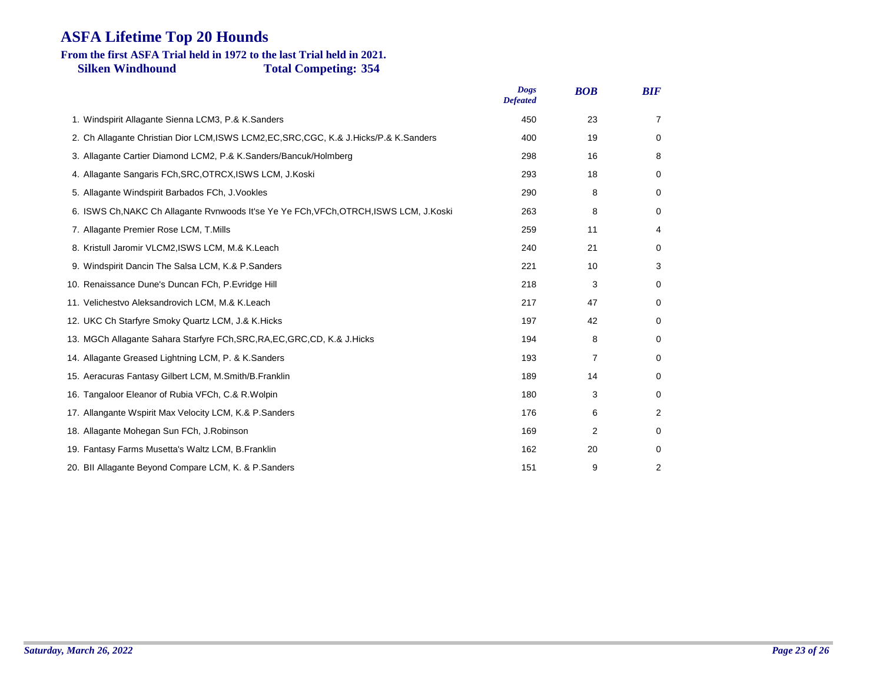# ASFA Lifetime Top 20 Hounds

**From the first ASFA Trial held in 1972 to the last Trial held in 2021.**

**Silken Windhound** **Total Competing: 354**

| | *Dogs Defeated* | *BOB* | *BIF* |
|---|---|---|---|
| 1. Windspirit Allagante Sienna LCM3, P.& K.Sanders | 450 | 23 | 7 |
| 2. Ch Allagante Christian Dior LCM,ISWS LCM2,EC,SRC,CGC, K.& J.Hicks/P.& K.Sanders | 400 | 19 | 0 |
| 3. Allagante Cartier Diamond LCM2, P.& K.Sanders/Bancuk/Holmberg | 298 | 16 | 8 |
| 4. Allagante Sangaris FCh,SRC,OTRCX,ISWS LCM, J.Koski | 293 | 18 | 0 |
| 5. Allagante Windspirit Barbados FCh, J.Vookles | 290 | 8 | 0 |
| 6. ISWS Ch,NAKC Ch Allagante Rvnwoods It'se Ye Ye FCh,VFCh,OTRCH,ISWS LCM, J.Koski | 263 | 8 | 0 |
| 7. Allagante Premier Rose LCM, T.Mills | 259 | 11 | 4 |
| 8. Kristull Jaromir VLCM2,ISWS LCM, M.& K.Leach | 240 | 21 | 0 |
| 9. Windspirit Dancin The Salsa LCM, K.& P.Sanders | 221 | 10 | 3 |
| 10. Renaissance Dune's Duncan FCh, P.Evridge Hill | 218 | 3 | 0 |
| 11. Velichestvo Aleksandrovich LCM, M.& K.Leach | 217 | 47 | 0 |
| 12. UKC Ch Starfyre Smoky Quartz LCM, J.& K.Hicks | 197 | 42 | 0 |
| 13. MGCh Allagante Sahara Starfyre FCh,SRC,RA,EC,GRC,CD, K.& J.Hicks | 194 | 8 | 0 |
| 14. Allagante Greased Lightning LCM, P. & K.Sanders | 193 | 7 | 0 |
| 15. Aeracuras Fantasy Gilbert LCM, M.Smith/B.Franklin | 189 | 14 | 0 |
| 16. Tangaloor Eleanor of Rubia VFCh, C.& R.Wolpin | 180 | 3 | 0 |
| 17. Allangante Wspirit Max Velocity LCM, K.& P.Sanders | 176 | 6 | 2 |
| 18. Allagante Mohegan Sun FCh, J.Robinson | 169 | 2 | 0 |
| 19. Fantasy Farms Musetta's Waltz LCM, B.Franklin | 162 | 20 | 0 |
| 20. BII Allagante Beyond Compare LCM, K. & P.Sanders | 151 | 9 | 2 |

*Saturday, March 26, 2022*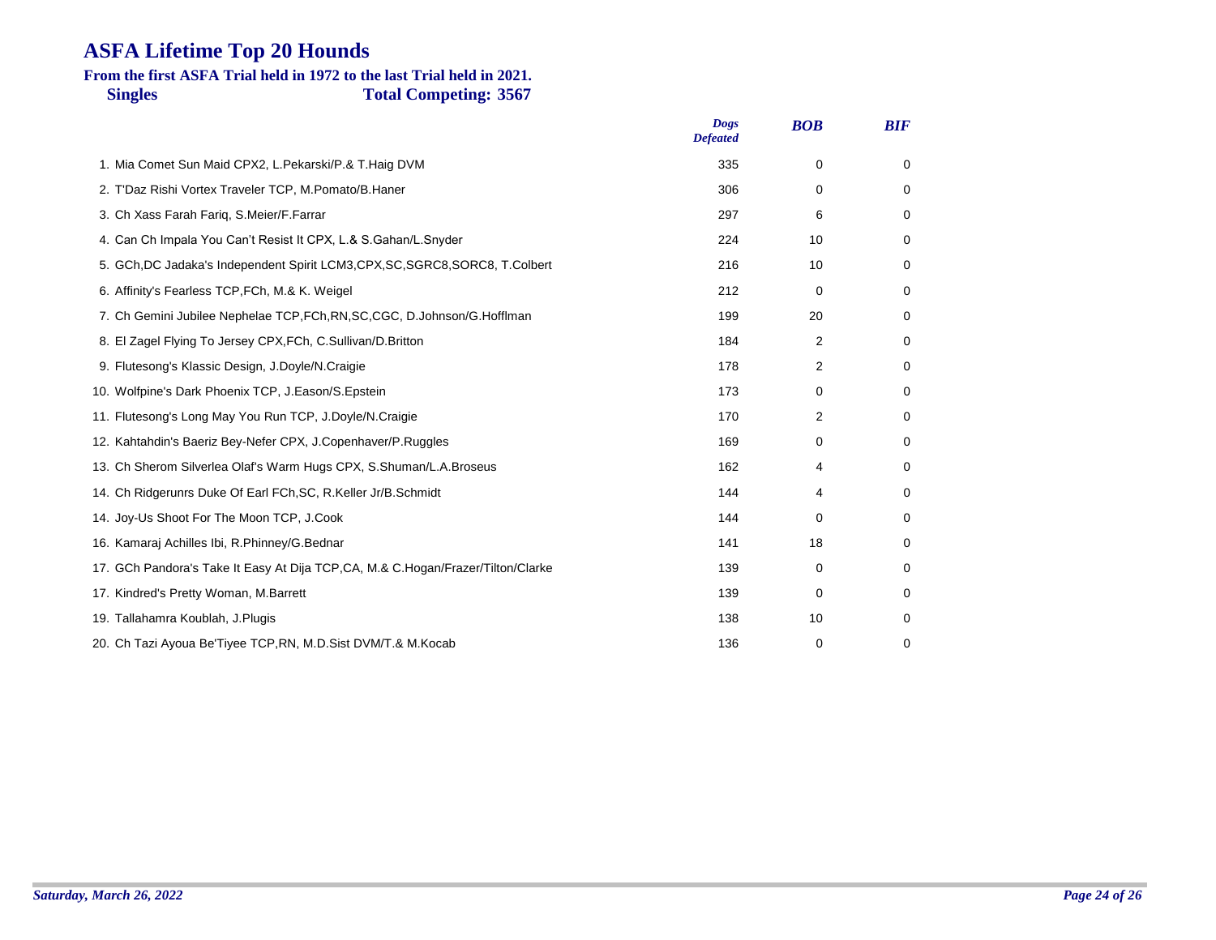# ASFA Lifetime Top 20 Hounds

**From the first ASFA Trial held in 1972 to the last Trial held in 2021.**

**Singles** **Total Competing: 3567**

| | Dogs Defeated | BOB | BIF |
|---|---|---|---|
| 1. Mia Comet Sun Maid CPX2, L.Pekarski/P.& T.Haig DVM | 335 | 0 | 0 |
| 2. T'Daz Rishi Vortex Traveler TCP, M.Pomato/B.Haner | 306 | 0 | 0 |
| 3. Ch Xass Farah Fariq, S.Meier/F.Farrar | 297 | 6 | 0 |
| 4. Can Ch Impala You Can't Resist It CPX, L.& S.Gahan/L.Snyder | 224 | 10 | 0 |
| 5. GCh,DC Jadaka's Independent Spirit LCM3,CPX,SC,SGRC8,SORC8, T.Colbert | 216 | 10 | 0 |
| 6. Affinity's Fearless TCP,FCh, M.& K. Weigel | 212 | 0 | 0 |
| 7. Ch Gemini Jubilee Nephelae TCP,FCh,RN,SC,CGC, D.Johnson/G.Hofflman | 199 | 20 | 0 |
| 8. El Zagel Flying To Jersey CPX,FCh, C.Sullivan/D.Britton | 184 | 2 | 0 |
| 9. Flutesong's Klassic Design, J.Doyle/N.Craigie | 178 | 2 | 0 |
| 10. Wolfpine's Dark Phoenix TCP, J.Eason/S.Epstein | 173 | 0 | 0 |
| 11. Flutesong's Long May You Run TCP, J.Doyle/N.Craigie | 170 | 2 | 0 |
| 12. Kahtahdin's Baeriz Bey-Nefer CPX, J.Copenhaver/P.Ruggles | 169 | 0 | 0 |
| 13. Ch Sherom Silverlea Olaf's Warm Hugs CPX, S.Shuman/L.A.Broseus | 162 | 4 | 0 |
| 14. Ch Ridgerunrs Duke Of Earl FCh,SC, R.Keller Jr/B.Schmidt | 144 | 4 | 0 |
| 14. Joy-Us Shoot For The Moon TCP, J.Cook | 144 | 0 | 0 |
| 16. Kamaraj Achilles Ibi, R.Phinney/G.Bednar | 141 | 18 | 0 |
| 17. GCh Pandora's Take It Easy At Dija TCP,CA, M.& C.Hogan/Frazer/Tilton/Clarke | 139 | 0 | 0 |
| 17. Kindred's Pretty Woman, M.Barrett | 139 | 0 | 0 |
| 19. Tallahamra Koublah, J.Plugis | 138 | 10 | 0 |
| 20. Ch Tazi Ayoua Be'Tiyee TCP,RN, M.D.Sist DVM/T.& M.Kocab | 136 | 0 | 0 |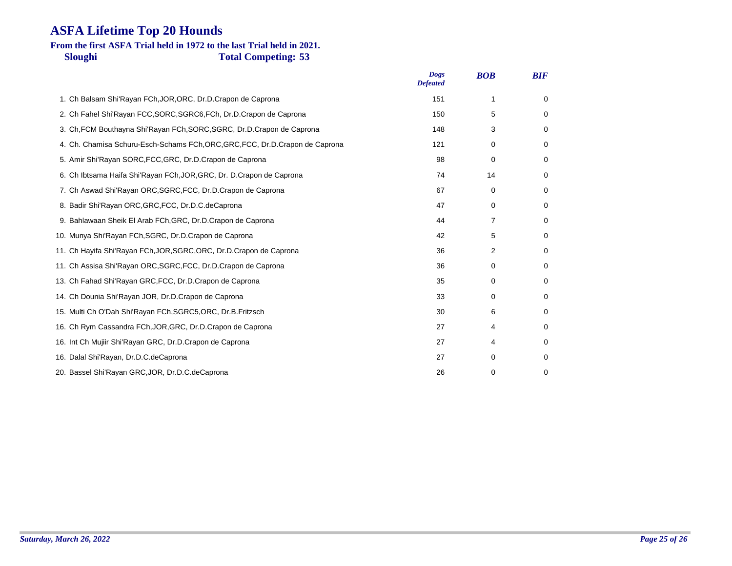# ASFA Lifetime Top 20 Hounds

**From the first ASFA Trial held in 1972 to the last Trial held in 2021.**

**Sloughi** **Total Competing: 53**

| | *Dogs Defeated* | *BOB* | *BIF* |
|---|---|---|---|
| 1. Ch Balsam Shi'Rayan FCh,JOR,ORC, Dr.D.Crapon de Caprona | 151 | 1 | 0 |
| 2. Ch Fahel Shi'Rayan FCC,SORC,SGRC6,FCh, Dr.D.Crapon de Caprona | 150 | 5 | 0 |
| 3. Ch,FCM Bouthayna Shi'Rayan FCh,SORC,SGRC, Dr.D.Crapon de Caprona | 148 | 3 | 0 |
| 4. Ch. Chamisa Schuru-Esch-Schams FCh,ORC,GRC,FCC, Dr.D.Crapon de Caprona | 121 | 0 | 0 |
| 5. Amir Shi'Rayan SORC,FCC,GRC, Dr.D.Crapon de Caprona | 98 | 0 | 0 |
| 6. Ch Ibtsama Haifa Shi'Rayan FCh,JOR,GRC, Dr. D.Crapon de Caprona | 74 | 14 | 0 |
| 7. Ch Aswad Shi'Rayan ORC,SGRC,FCC, Dr.D.Crapon de Caprona | 67 | 0 | 0 |
| 8. Badir Shi'Rayan ORC,GRC,FCC, Dr.D.C.deCaprona | 47 | 0 | 0 |
| 9. Bahlawaan Sheik El Arab FCh,GRC, Dr.D.Crapon de Caprona | 44 | 7 | 0 |
| 10. Munya Shi'Rayan FCh,SGRC, Dr.D.Crapon de Caprona | 42 | 5 | 0 |
| 11. Ch Hayifa Shi'Rayan FCh,JOR,SGRC,ORC, Dr.D.Crapon de Caprona | 36 | 2 | 0 |
| 11. Ch Assisa Shi'Rayan ORC,SGRC,FCC, Dr.D.Crapon de Caprona | 36 | 0 | 0 |
| 13. Ch Fahad Shi'Rayan GRC,FCC, Dr.D.Crapon de Caprona | 35 | 0 | 0 |
| 14. Ch Dounia Shi'Rayan JOR, Dr.D.Crapon de Caprona | 33 | 0 | 0 |
| 15. Multi Ch O'Dah Shi'Rayan FCh,SGRC5,ORC, Dr.B.Fritzsch | 30 | 6 | 0 |
| 16. Ch Rym Cassandra FCh,JOR,GRC, Dr.D.Crapon de Caprona | 27 | 4 | 0 |
| 16. Int Ch Mujiir Shi'Rayan GRC, Dr.D.Crapon de Caprona | 27 | 4 | 0 |
| 16. Dalal Shi'Rayan, Dr.D.C.deCaprona | 27 | 0 | 0 |
| 20. Bassel Shi'Rayan GRC,JOR, Dr.D.C.deCaprona | 26 | 0 | 0 |

*Saturday, March 26, 2022*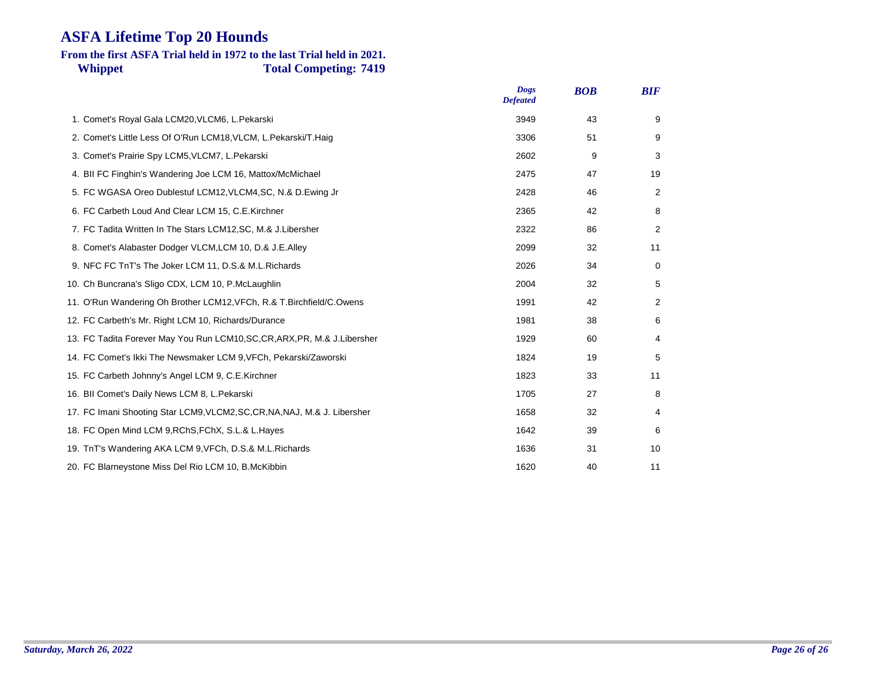# ASFA Lifetime Top 20 Hounds

**From the first ASFA Trial held in 1972 to the last Trial held in 2021.**

**Whippet** **Total Competing: 7419**

| | *Dogs Defeated* | *BOB* | *BIF* |
|---|---|---|---|
| 1. Comet's Royal Gala LCM20,VLCM6, L.Pekarski | 3949 | 43 | 9 |
| 2. Comet's Little Less Of O'Run LCM18,VLCM, L.Pekarski/T.Haig | 3306 | 51 | 9 |
| 3. Comet's Prairie Spy LCM5,VLCM7, L.Pekarski | 2602 | 9 | 3 |
| 4. BII FC Finghin's Wandering Joe LCM 16, Mattox/McMichael | 2475 | 47 | 19 |
| 5. FC WGASA Oreo Dublestuf LCM12,VLCM4,SC, N.& D.Ewing Jr | 2428 | 46 | 2 |
| 6. FC Carbeth Loud And Clear LCM 15, C.E.Kirchner | 2365 | 42 | 8 |
| 7. FC Tadita Written In The Stars LCM12,SC, M.& J.Libersher | 2322 | 86 | 2 |
| 8. Comet's Alabaster Dodger VLCM,LCM 10, D.& J.E.Alley | 2099 | 32 | 11 |
| 9. NFC FC TnT's The Joker LCM 11, D.S.& M.L.Richards | 2026 | 34 | 0 |
| 10. Ch Buncrana's Sligo CDX, LCM 10, P.McLaughlin | 2004 | 32 | 5 |
| 11. O'Run Wandering Oh Brother LCM12,VFCh, R.& T.Birchfield/C.Owens | 1991 | 42 | 2 |
| 12. FC Carbeth's Mr. Right LCM 10, Richards/Durance | 1981 | 38 | 6 |
| 13. FC Tadita Forever May You Run LCM10,SC,CR,ARX,PR, M.& J.Libersher | 1929 | 60 | 4 |
| 14. FC Comet's Ikki The Newsmaker LCM 9,VFCh, Pekarski/Zaworski | 1824 | 19 | 5 |
| 15. FC Carbeth Johnny's Angel LCM 9, C.E.Kirchner | 1823 | 33 | 11 |
| 16. BII Comet's Daily News LCM 8, L.Pekarski | 1705 | 27 | 8 |
| 17. FC Imani Shooting Star LCM9,VLCM2,SC,CR,NA,NAJ, M.& J. Libersher | 1658 | 32 | 4 |
| 18. FC Open Mind LCM 9,RChS,FChX, S.L.& L.Hayes | 1642 | 39 | 6 |
| 19. TnT's Wandering AKA LCM 9,VFCh, D.S.& M.L.Richards | 1636 | 31 | 10 |
| 20. FC Blarneystone Miss Del Rio LCM 10, B.McKibbin | 1620 | 40 | 11 |

*Saturday, March 26, 2022*